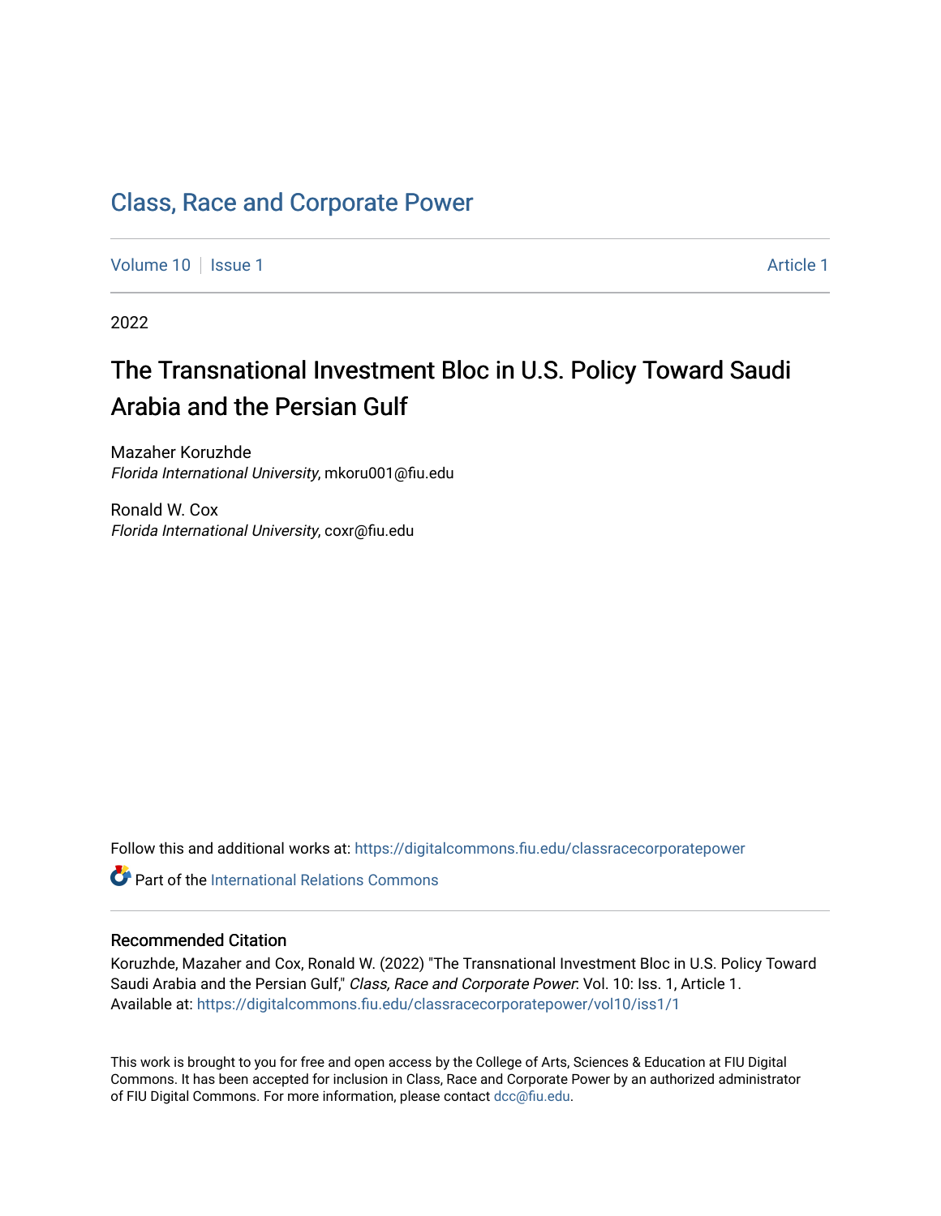# Class, Race and Corporate Power

Volume 10 | Issue 1 | Article 1

2022

## The Transnational Investment Bloc in U.S. Policy Toward Saudi Arabia and the Persian Gulf

Mazaher Koruzhde
*Florida International University*, mkoru001@fiu.edu

Ronald W. Cox
*Florida International University*, coxr@fiu.edu

Follow this and additional works at: https://digitalcommons.fiu.edu/classracecorporatepower

Part of the International Relations Commons

### Recommended Citation

Koruzhde, Mazaher and Cox, Ronald W. (2022) "The Transnational Investment Bloc in U.S. Policy Toward Saudi Arabia and the Persian Gulf," *Class, Race and Corporate Power*: Vol. 10: Iss. 1, Article 1.
Available at: https://digitalcommons.fiu.edu/classracecorporatepower/vol10/iss1/1

This work is brought to you for free and open access by the College of Arts, Sciences & Education at FIU Digital Commons. It has been accepted for inclusion in Class, Race and Corporate Power by an authorized administrator of FIU Digital Commons. For more information, please contact dcc@fiu.edu.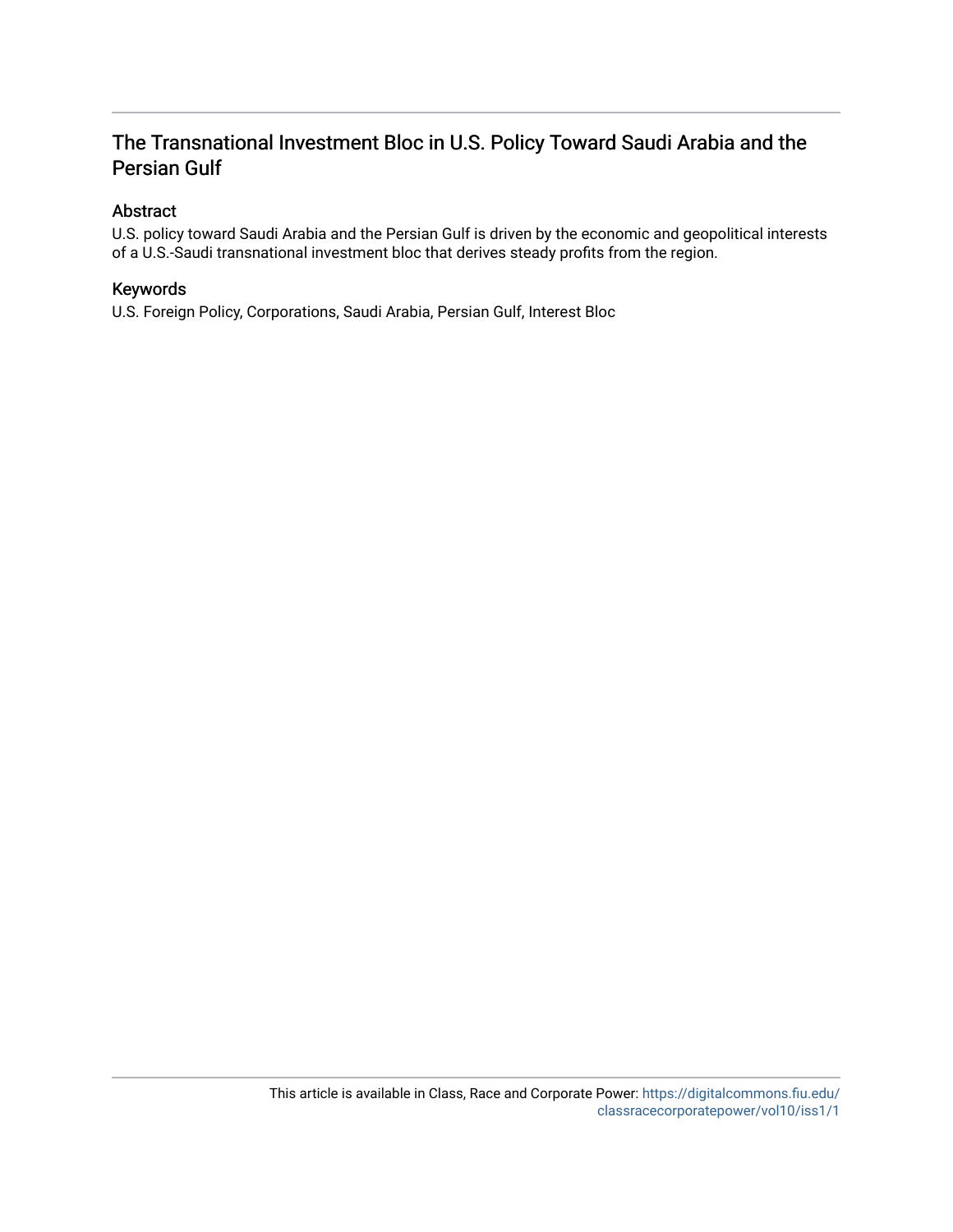# The Transnational Investment Bloc in U.S. Policy Toward Saudi Arabia and the Persian Gulf

## Abstract

U.S. policy toward Saudi Arabia and the Persian Gulf is driven by the economic and geopolitical interests of a U.S.-Saudi transnational investment bloc that derives steady profits from the region.

## Keywords

U.S. Foreign Policy, Corporations, Saudi Arabia, Persian Gulf, Interest Bloc

This article is available in Class, Race and Corporate Power: https://digitalcommons.fiu.edu/classracecorporatepower/vol10/iss1/1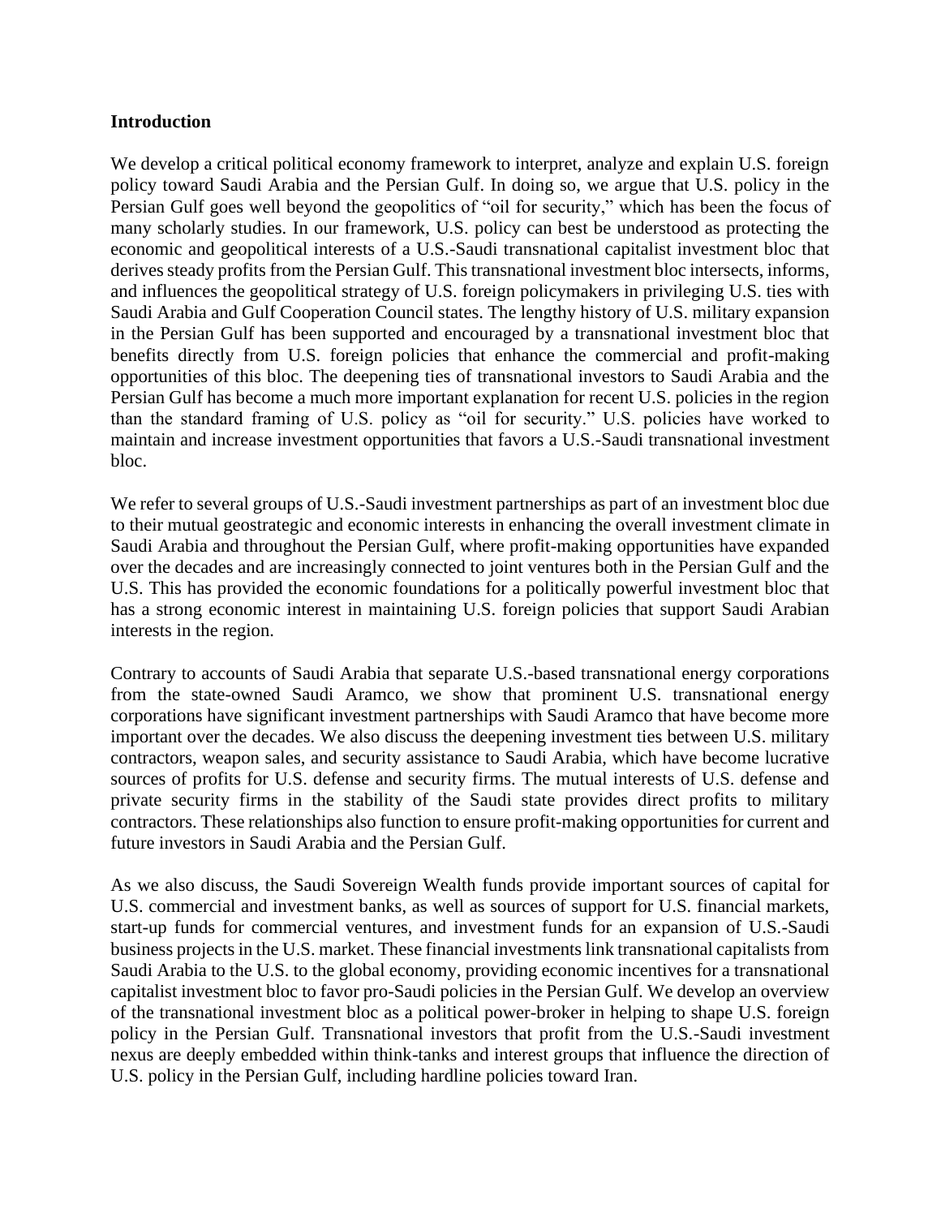**Introduction**

We develop a critical political economy framework to interpret, analyze and explain U.S. foreign policy toward Saudi Arabia and the Persian Gulf. In doing so, we argue that U.S. policy in the Persian Gulf goes well beyond the geopolitics of "oil for security," which has been the focus of many scholarly studies. In our framework, U.S. policy can best be understood as protecting the economic and geopolitical interests of a U.S.-Saudi transnational capitalist investment bloc that derives steady profits from the Persian Gulf. This transnational investment bloc intersects, informs, and influences the geopolitical strategy of U.S. foreign policymakers in privileging U.S. ties with Saudi Arabia and Gulf Cooperation Council states. The lengthy history of U.S. military expansion in the Persian Gulf has been supported and encouraged by a transnational investment bloc that benefits directly from U.S. foreign policies that enhance the commercial and profit-making opportunities of this bloc. The deepening ties of transnational investors to Saudi Arabia and the Persian Gulf has become a much more important explanation for recent U.S. policies in the region than the standard framing of U.S. policy as "oil for security." U.S. policies have worked to maintain and increase investment opportunities that favors a U.S.-Saudi transnational investment bloc.

We refer to several groups of U.S.-Saudi investment partnerships as part of an investment bloc due to their mutual geostrategic and economic interests in enhancing the overall investment climate in Saudi Arabia and throughout the Persian Gulf, where profit-making opportunities have expanded over the decades and are increasingly connected to joint ventures both in the Persian Gulf and the U.S. This has provided the economic foundations for a politically powerful investment bloc that has a strong economic interest in maintaining U.S. foreign policies that support Saudi Arabian interests in the region.

Contrary to accounts of Saudi Arabia that separate U.S.-based transnational energy corporations from the state-owned Saudi Aramco, we show that prominent U.S. transnational energy corporations have significant investment partnerships with Saudi Aramco that have become more important over the decades. We also discuss the deepening investment ties between U.S. military contractors, weapon sales, and security assistance to Saudi Arabia, which have become lucrative sources of profits for U.S. defense and security firms. The mutual interests of U.S. defense and private security firms in the stability of the Saudi state provides direct profits to military contractors. These relationships also function to ensure profit-making opportunities for current and future investors in Saudi Arabia and the Persian Gulf.

As we also discuss, the Saudi Sovereign Wealth funds provide important sources of capital for U.S. commercial and investment banks, as well as sources of support for U.S. financial markets, start-up funds for commercial ventures, and investment funds for an expansion of U.S.-Saudi business projects in the U.S. market. These financial investments link transnational capitalists from Saudi Arabia to the U.S. to the global economy, providing economic incentives for a transnational capitalist investment bloc to favor pro-Saudi policies in the Persian Gulf. We develop an overview of the transnational investment bloc as a political power-broker in helping to shape U.S. foreign policy in the Persian Gulf. Transnational investors that profit from the U.S.-Saudi investment nexus are deeply embedded within think-tanks and interest groups that influence the direction of U.S. policy in the Persian Gulf, including hardline policies toward Iran.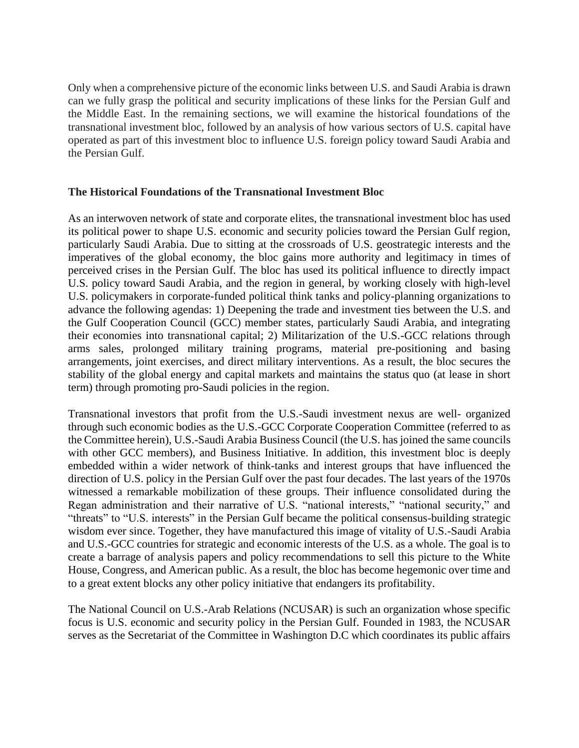Only when a comprehensive picture of the economic links between U.S. and Saudi Arabia is drawn can we fully grasp the political and security implications of these links for the Persian Gulf and the Middle East. In the remaining sections, we will examine the historical foundations of the transnational investment bloc, followed by an analysis of how various sectors of U.S. capital have operated as part of this investment bloc to influence U.S. foreign policy toward Saudi Arabia and the Persian Gulf.

**The Historical Foundations of the Transnational Investment Bloc**

As an interwoven network of state and corporate elites, the transnational investment bloc has used its political power to shape U.S. economic and security policies toward the Persian Gulf region, particularly Saudi Arabia. Due to sitting at the crossroads of U.S. geostrategic interests and the imperatives of the global economy, the bloc gains more authority and legitimacy in times of perceived crises in the Persian Gulf. The bloc has used its political influence to directly impact U.S. policy toward Saudi Arabia, and the region in general, by working closely with high-level U.S. policymakers in corporate-funded political think tanks and policy-planning organizations to advance the following agendas: 1) Deepening the trade and investment ties between the U.S. and the Gulf Cooperation Council (GCC) member states, particularly Saudi Arabia, and integrating their economies into transnational capital; 2) Militarization of the U.S.-GCC relations through arms sales, prolonged military training programs, material pre-positioning and basing arrangements, joint exercises, and direct military interventions. As a result, the bloc secures the stability of the global energy and capital markets and maintains the status quo (at lease in short term) through promoting pro-Saudi policies in the region.

Transnational investors that profit from the U.S.-Saudi investment nexus are well- organized through such economic bodies as the U.S.-GCC Corporate Cooperation Committee (referred to as the Committee herein), U.S.-Saudi Arabia Business Council (the U.S. has joined the same councils with other GCC members), and Business Initiative. In addition, this investment bloc is deeply embedded within a wider network of think-tanks and interest groups that have influenced the direction of U.S. policy in the Persian Gulf over the past four decades. The last years of the 1970s witnessed a remarkable mobilization of these groups. Their influence consolidated during the Regan administration and their narrative of U.S. "national interests," "national security," and "threats" to "U.S. interests" in the Persian Gulf became the political consensus-building strategic wisdom ever since. Together, they have manufactured this image of vitality of U.S.-Saudi Arabia and U.S.-GCC countries for strategic and economic interests of the U.S. as a whole. The goal is to create a barrage of analysis papers and policy recommendations to sell this picture to the White House, Congress, and American public. As a result, the bloc has become hegemonic over time and to a great extent blocks any other policy initiative that endangers its profitability.

The National Council on U.S.-Arab Relations (NCUSAR) is such an organization whose specific focus is U.S. economic and security policy in the Persian Gulf. Founded in 1983, the NCUSAR serves as the Secretariat of the Committee in Washington D.C which coordinates its public affairs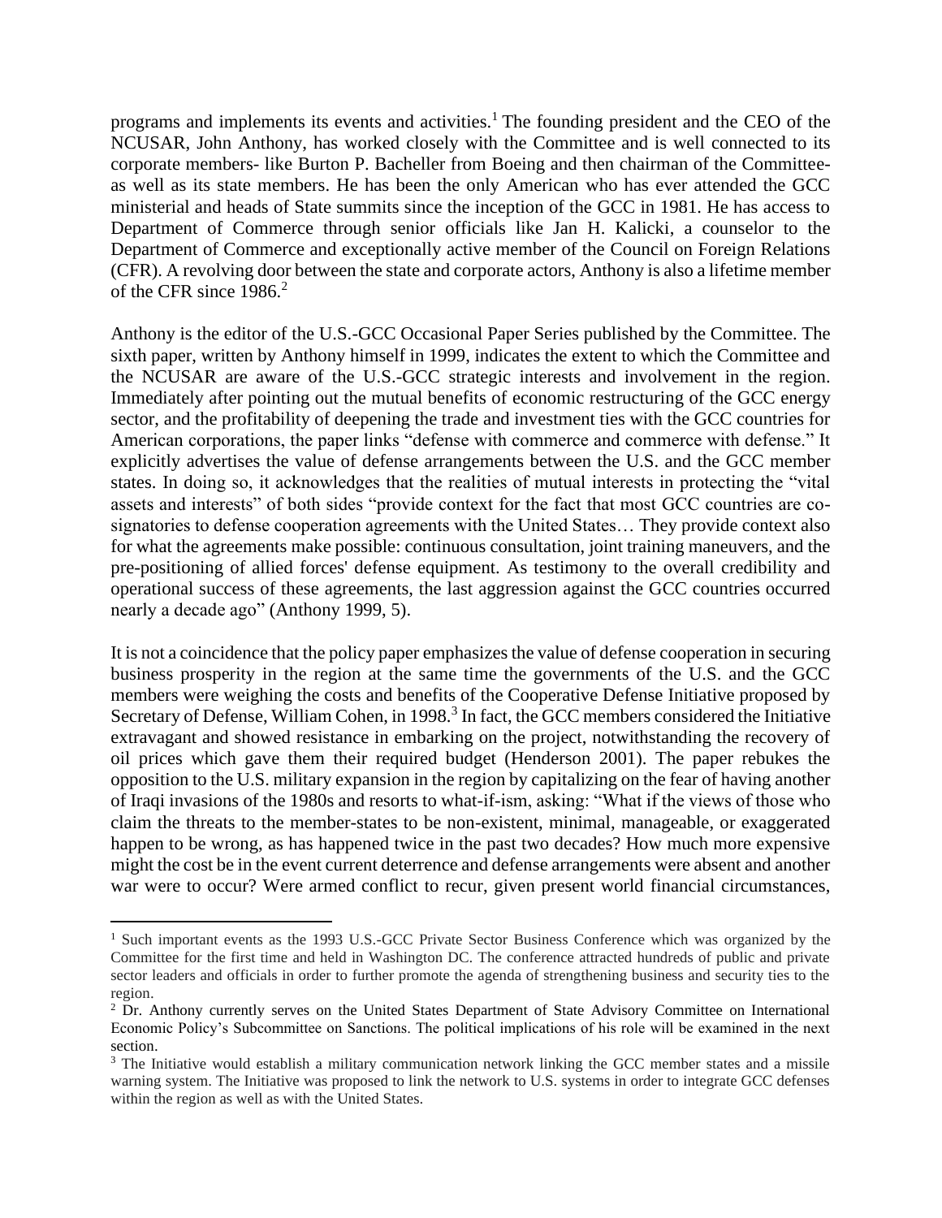programs and implements its events and activities.[1] The founding president and the CEO of the NCUSAR, John Anthony, has worked closely with the Committee and is well connected to its corporate members- like Burton P. Bacheller from Boeing and then chairman of the Committee- as well as its state members. He has been the only American who has ever attended the GCC ministerial and heads of State summits since the inception of the GCC in 1981. He has access to Department of Commerce through senior officials like Jan H. Kalicki, a counselor to the Department of Commerce and exceptionally active member of the Council on Foreign Relations (CFR). A revolving door between the state and corporate actors, Anthony is also a lifetime member of the CFR since 1986.[2]

Anthony is the editor of the U.S.-GCC Occasional Paper Series published by the Committee. The sixth paper, written by Anthony himself in 1999, indicates the extent to which the Committee and the NCUSAR are aware of the U.S.-GCC strategic interests and involvement in the region. Immediately after pointing out the mutual benefits of economic restructuring of the GCC energy sector, and the profitability of deepening the trade and investment ties with the GCC countries for American corporations, the paper links "defense with commerce and commerce with defense." It explicitly advertises the value of defense arrangements between the U.S. and the GCC member states. In doing so, it acknowledges that the realities of mutual interests in protecting the "vital assets and interests" of both sides "provide context for the fact that most GCC countries are co-signatories to defense cooperation agreements with the United States… They provide context also for what the agreements make possible: continuous consultation, joint training maneuvers, and the pre-positioning of allied forces' defense equipment. As testimony to the overall credibility and operational success of these agreements, the last aggression against the GCC countries occurred nearly a decade ago" (Anthony 1999, 5).

It is not a coincidence that the policy paper emphasizes the value of defense cooperation in securing business prosperity in the region at the same time the governments of the U.S. and the GCC members were weighing the costs and benefits of the Cooperative Defense Initiative proposed by Secretary of Defense, William Cohen, in 1998.[3] In fact, the GCC members considered the Initiative extravagant and showed resistance in embarking on the project, notwithstanding the recovery of oil prices which gave them their required budget (Henderson 2001). The paper rebukes the opposition to the U.S. military expansion in the region by capitalizing on the fear of having another of Iraqi invasions of the 1980s and resorts to what-if-ism, asking: "What if the views of those who claim the threats to the member-states to be non-existent, minimal, manageable, or exaggerated happen to be wrong, as has happened twice in the past two decades? How much more expensive might the cost be in the event current deterrence and defense arrangements were absent and another war were to occur? Were armed conflict to recur, given present world financial circumstances,

---

[1] Such important events as the 1993 U.S.-GCC Private Sector Business Conference which was organized by the Committee for the first time and held in Washington DC. The conference attracted hundreds of public and private sector leaders and officials in order to further promote the agenda of strengthening business and security ties to the region.

[2] Dr. Anthony currently serves on the United States Department of State Advisory Committee on International Economic Policy's Subcommittee on Sanctions. The political implications of his role will be examined in the next section.

[3] The Initiative would establish a military communication network linking the GCC member states and a missile warning system. The Initiative was proposed to link the network to U.S. systems in order to integrate GCC defenses within the region as well as with the United States.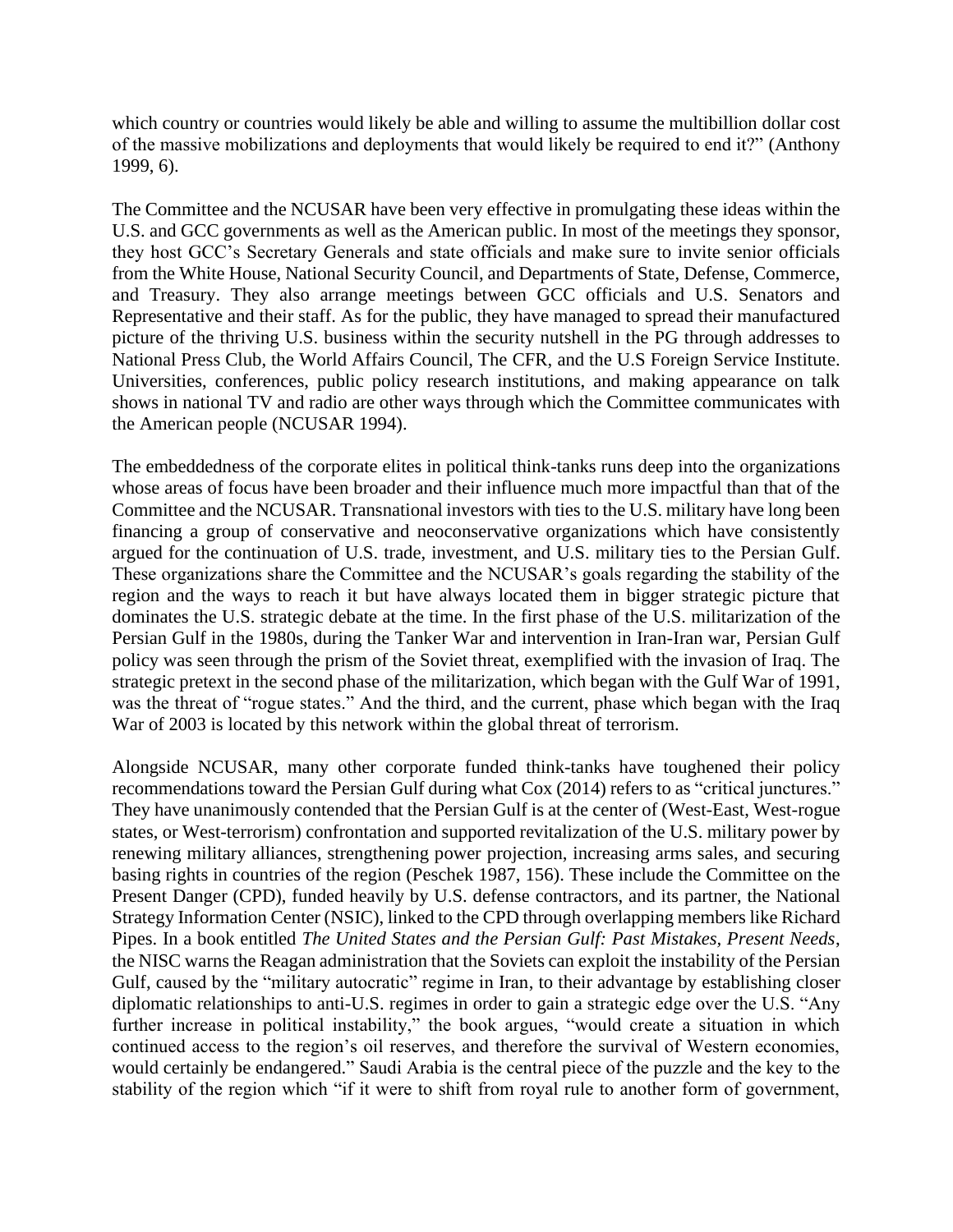which country or countries would likely be able and willing to assume the multibillion dollar cost of the massive mobilizations and deployments that would likely be required to end it?" (Anthony 1999, 6).

The Committee and the NCUSAR have been very effective in promulgating these ideas within the U.S. and GCC governments as well as the American public. In most of the meetings they sponsor, they host GCC's Secretary Generals and state officials and make sure to invite senior officials from the White House, National Security Council, and Departments of State, Defense, Commerce, and Treasury. They also arrange meetings between GCC officials and U.S. Senators and Representative and their staff. As for the public, they have managed to spread their manufactured picture of the thriving U.S. business within the security nutshell in the PG through addresses to National Press Club, the World Affairs Council, The CFR, and the U.S Foreign Service Institute. Universities, conferences, public policy research institutions, and making appearance on talk shows in national TV and radio are other ways through which the Committee communicates with the American people (NCUSAR 1994).

The embeddedness of the corporate elites in political think-tanks runs deep into the organizations whose areas of focus have been broader and their influence much more impactful than that of the Committee and the NCUSAR. Transnational investors with ties to the U.S. military have long been financing a group of conservative and neoconservative organizations which have consistently argued for the continuation of U.S. trade, investment, and U.S. military ties to the Persian Gulf. These organizations share the Committee and the NCUSAR's goals regarding the stability of the region and the ways to reach it but have always located them in bigger strategic picture that dominates the U.S. strategic debate at the time. In the first phase of the U.S. militarization of the Persian Gulf in the 1980s, during the Tanker War and intervention in Iran-Iran war, Persian Gulf policy was seen through the prism of the Soviet threat, exemplified with the invasion of Iraq. The strategic pretext in the second phase of the militarization, which began with the Gulf War of 1991, was the threat of "rogue states." And the third, and the current, phase which began with the Iraq War of 2003 is located by this network within the global threat of terrorism.

Alongside NCUSAR, many other corporate funded think-tanks have toughened their policy recommendations toward the Persian Gulf during what Cox (2014) refers to as "critical junctures." They have unanimously contended that the Persian Gulf is at the center of (West-East, West-rogue states, or West-terrorism) confrontation and supported revitalization of the U.S. military power by renewing military alliances, strengthening power projection, increasing arms sales, and securing basing rights in countries of the region (Peschek 1987, 156). These include the Committee on the Present Danger (CPD), funded heavily by U.S. defense contractors, and its partner, the National Strategy Information Center (NSIC), linked to the CPD through overlapping members like Richard Pipes. In a book entitled *The United States and the Persian Gulf: Past Mistakes, Present Needs*, the NISC warns the Reagan administration that the Soviets can exploit the instability of the Persian Gulf, caused by the "military autocratic" regime in Iran, to their advantage by establishing closer diplomatic relationships to anti-U.S. regimes in order to gain a strategic edge over the U.S. "Any further increase in political instability," the book argues, "would create a situation in which continued access to the region's oil reserves, and therefore the survival of Western economies, would certainly be endangered." Saudi Arabia is the central piece of the puzzle and the key to the stability of the region which "if it were to shift from royal rule to another form of government,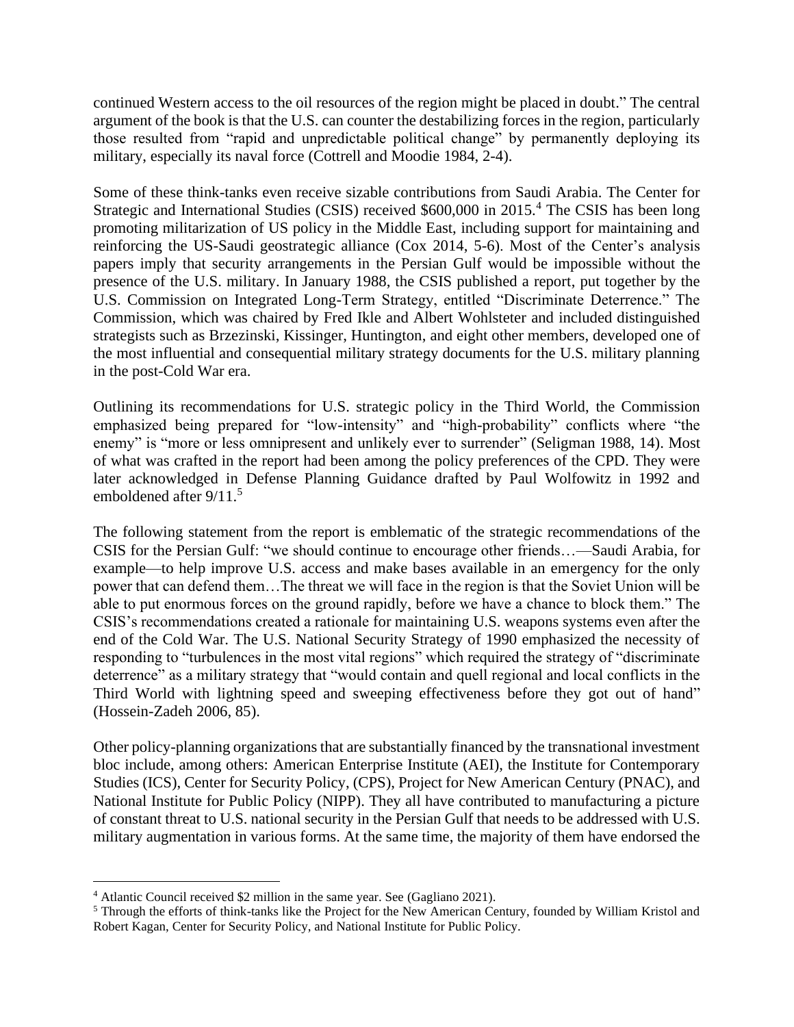continued Western access to the oil resources of the region might be placed in doubt." The central argument of the book is that the U.S. can counter the destabilizing forces in the region, particularly those resulted from "rapid and unpredictable political change" by permanently deploying its military, especially its naval force (Cottrell and Moodie 1984, 2-4).

Some of these think-tanks even receive sizable contributions from Saudi Arabia. The Center for Strategic and International Studies (CSIS) received $600,000 in 2015.[4] The CSIS has been long promoting militarization of US policy in the Middle East, including support for maintaining and reinforcing the US-Saudi geostrategic alliance (Cox 2014, 5-6). Most of the Center's analysis papers imply that security arrangements in the Persian Gulf would be impossible without the presence of the U.S. military. In January 1988, the CSIS published a report, put together by the U.S. Commission on Integrated Long-Term Strategy, entitled "Discriminate Deterrence." The Commission, which was chaired by Fred Ikle and Albert Wohlsteter and included distinguished strategists such as Brzezinski, Kissinger, Huntington, and eight other members, developed one of the most influential and consequential military strategy documents for the U.S. military planning in the post-Cold War era.

Outlining its recommendations for U.S. strategic policy in the Third World, the Commission emphasized being prepared for "low-intensity" and "high-probability" conflicts where "the enemy" is "more or less omnipresent and unlikely ever to surrender" (Seligman 1988, 14). Most of what was crafted in the report had been among the policy preferences of the CPD. They were later acknowledged in Defense Planning Guidance drafted by Paul Wolfowitz in 1992 and emboldened after 9/11.[5]

The following statement from the report is emblematic of the strategic recommendations of the CSIS for the Persian Gulf: "we should continue to encourage other friends…—Saudi Arabia, for example—to help improve U.S. access and make bases available in an emergency for the only power that can defend them…The threat we will face in the region is that the Soviet Union will be able to put enormous forces on the ground rapidly, before we have a chance to block them." The CSIS's recommendations created a rationale for maintaining U.S. weapons systems even after the end of the Cold War. The U.S. National Security Strategy of 1990 emphasized the necessity of responding to "turbulences in the most vital regions" which required the strategy of "discriminate deterrence" as a military strategy that "would contain and quell regional and local conflicts in the Third World with lightning speed and sweeping effectiveness before they got out of hand" (Hossein-Zadeh 2006, 85).

Other policy-planning organizations that are substantially financed by the transnational investment bloc include, among others: American Enterprise Institute (AEI), the Institute for Contemporary Studies (ICS), Center for Security Policy, (CPS), Project for New American Century (PNAC), and National Institute for Public Policy (NIPP). They all have contributed to manufacturing a picture of constant threat to U.S. national security in the Persian Gulf that needs to be addressed with U.S. military augmentation in various forms. At the same time, the majority of them have endorsed the

---

[4] Atlantic Council received $2 million in the same year. See (Gagliano 2021).

[5] Through the efforts of think-tanks like the Project for the New American Century, founded by William Kristol and Robert Kagan, Center for Security Policy, and National Institute for Public Policy.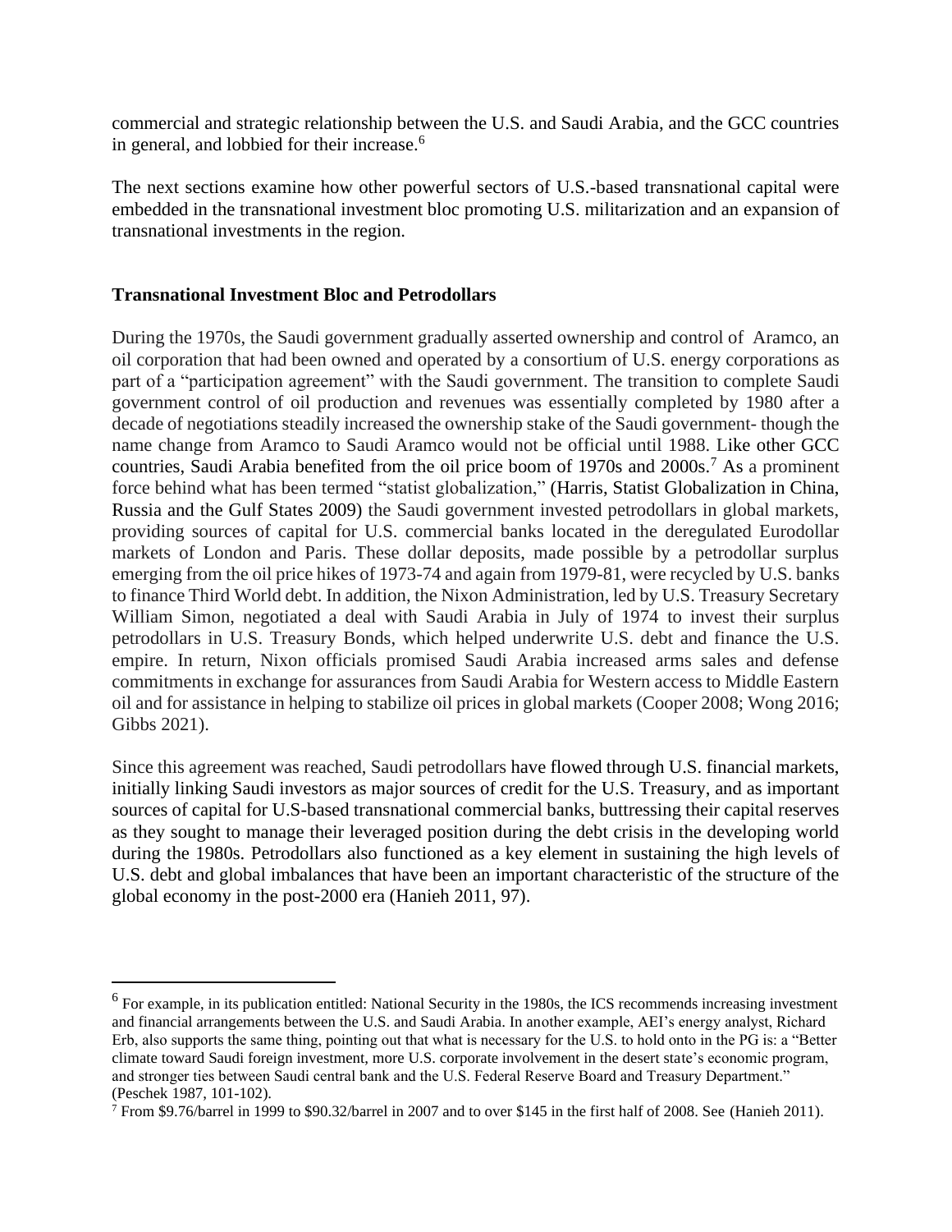commercial and strategic relationship between the U.S. and Saudi Arabia, and the GCC countries in general, and lobbied for their increase.[6]

The next sections examine how other powerful sectors of U.S.-based transnational capital were embedded in the transnational investment bloc promoting U.S. militarization and an expansion of transnational investments in the region.

### Transnational Investment Bloc and Petrodollars

During the 1970s, the Saudi government gradually asserted ownership and control of Aramco, an oil corporation that had been owned and operated by a consortium of U.S. energy corporations as part of a "participation agreement" with the Saudi government. The transition to complete Saudi government control of oil production and revenues was essentially completed by 1980 after a decade of negotiations steadily increased the ownership stake of the Saudi government- though the name change from Aramco to Saudi Aramco would not be official until 1988. Like other GCC countries, Saudi Arabia benefited from the oil price boom of 1970s and 2000s.[7] As a prominent force behind what has been termed "statist globalization," (Harris, Statist Globalization in China, Russia and the Gulf States 2009) the Saudi government invested petrodollars in global markets, providing sources of capital for U.S. commercial banks located in the deregulated Eurodollar markets of London and Paris. These dollar deposits, made possible by a petrodollar surplus emerging from the oil price hikes of 1973-74 and again from 1979-81, were recycled by U.S. banks to finance Third World debt. In addition, the Nixon Administration, led by U.S. Treasury Secretary William Simon, negotiated a deal with Saudi Arabia in July of 1974 to invest their surplus petrodollars in U.S. Treasury Bonds, which helped underwrite U.S. debt and finance the U.S. empire. In return, Nixon officials promised Saudi Arabia increased arms sales and defense commitments in exchange for assurances from Saudi Arabia for Western access to Middle Eastern oil and for assistance in helping to stabilize oil prices in global markets (Cooper 2008; Wong 2016; Gibbs 2021).

Since this agreement was reached, Saudi petrodollars have flowed through U.S. financial markets, initially linking Saudi investors as major sources of credit for the U.S. Treasury, and as important sources of capital for U.S-based transnational commercial banks, buttressing their capital reserves as they sought to manage their leveraged position during the debt crisis in the developing world during the 1980s. Petrodollars also functioned as a key element in sustaining the high levels of U.S. debt and global imbalances that have been an important characteristic of the structure of the global economy in the post-2000 era (Hanieh 2011, 97).

---

[6] For example, in its publication entitled: National Security in the 1980s, the ICS recommends increasing investment and financial arrangements between the U.S. and Saudi Arabia. In another example, AEI's energy analyst, Richard Erb, also supports the same thing, pointing out that what is necessary for the U.S. to hold onto in the PG is: a "Better climate toward Saudi foreign investment, more U.S. corporate involvement in the desert state's economic program, and stronger ties between Saudi central bank and the U.S. Federal Reserve Board and Treasury Department." (Peschek 1987, 101-102).

[7] From $9.76/barrel in 1999 to $90.32/barrel in 2007 and to over $145 in the first half of 2008. See (Hanieh 2011).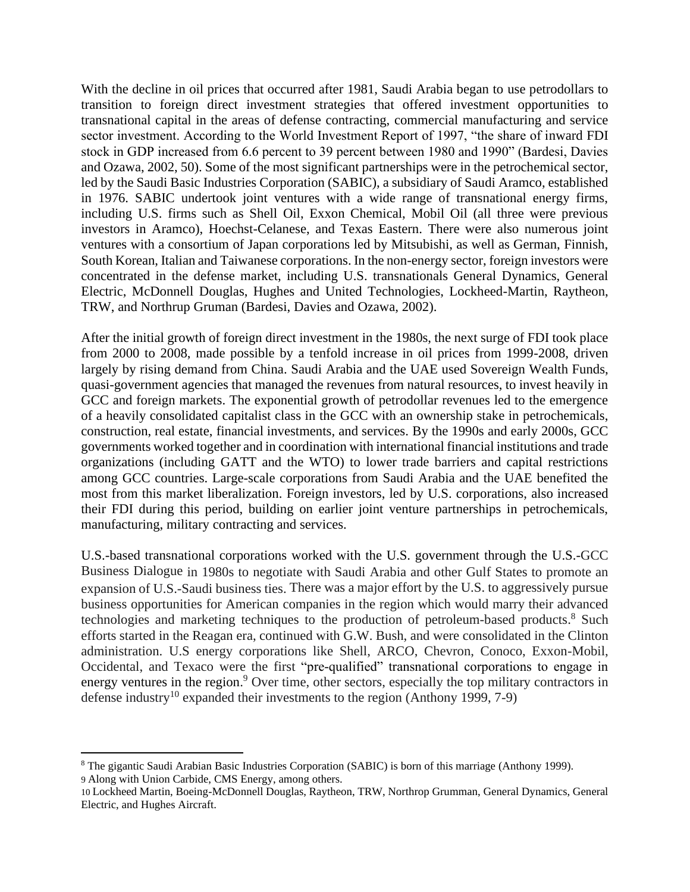With the decline in oil prices that occurred after 1981, Saudi Arabia began to use petrodollars to transition to foreign direct investment strategies that offered investment opportunities to transnational capital in the areas of defense contracting, commercial manufacturing and service sector investment. According to the World Investment Report of 1997, "the share of inward FDI stock in GDP increased from 6.6 percent to 39 percent between 1980 and 1990" (Bardesi, Davies and Ozawa, 2002, 50). Some of the most significant partnerships were in the petrochemical sector, led by the Saudi Basic Industries Corporation (SABIC), a subsidiary of Saudi Aramco, established in 1976. SABIC undertook joint ventures with a wide range of transnational energy firms, including U.S. firms such as Shell Oil, Exxon Chemical, Mobil Oil (all three were previous investors in Aramco), Hoechst-Celanese, and Texas Eastern. There were also numerous joint ventures with a consortium of Japan corporations led by Mitsubishi, as well as German, Finnish, South Korean, Italian and Taiwanese corporations. In the non-energy sector, foreign investors were concentrated in the defense market, including U.S. transnationals General Dynamics, General Electric, McDonnell Douglas, Hughes and United Technologies, Lockheed-Martin, Raytheon, TRW, and Northrup Gruman (Bardesi, Davies and Ozawa, 2002).

After the initial growth of foreign direct investment in the 1980s, the next surge of FDI took place from 2000 to 2008, made possible by a tenfold increase in oil prices from 1999-2008, driven largely by rising demand from China. Saudi Arabia and the UAE used Sovereign Wealth Funds, quasi-government agencies that managed the revenues from natural resources, to invest heavily in GCC and foreign markets. The exponential growth of petrodollar revenues led to the emergence of a heavily consolidated capitalist class in the GCC with an ownership stake in petrochemicals, construction, real estate, financial investments, and services. By the 1990s and early 2000s, GCC governments worked together and in coordination with international financial institutions and trade organizations (including GATT and the WTO) to lower trade barriers and capital restrictions among GCC countries. Large-scale corporations from Saudi Arabia and the UAE benefited the most from this market liberalization. Foreign investors, led by U.S. corporations, also increased their FDI during this period, building on earlier joint venture partnerships in petrochemicals, manufacturing, military contracting and services.

U.S.-based transnational corporations worked with the U.S. government through the U.S.-GCC Business Dialogue in 1980s to negotiate with Saudi Arabia and other Gulf States to promote an expansion of U.S.-Saudi business ties. There was a major effort by the U.S. to aggressively pursue business opportunities for American companies in the region which would marry their advanced technologies and marketing techniques to the production of petroleum-based products.[8] Such efforts started in the Reagan era, continued with G.W. Bush, and were consolidated in the Clinton administration. U.S energy corporations like Shell, ARCO, Chevron, Conoco, Exxon-Mobil, Occidental, and Texaco were the first "pre-qualified" transnational corporations to engage in energy ventures in the region.[9] Over time, other sectors, especially the top military contractors in defense industry[10] expanded their investments to the region (Anthony 1999, 7-9)

---

[8] The gigantic Saudi Arabian Basic Industries Corporation (SABIC) is born of this marriage (Anthony 1999).

[9] Along with Union Carbide, CMS Energy, among others.

[10] Lockheed Martin, Boeing-McDonnell Douglas, Raytheon, TRW, Northrop Grumman, General Dynamics, General Electric, and Hughes Aircraft.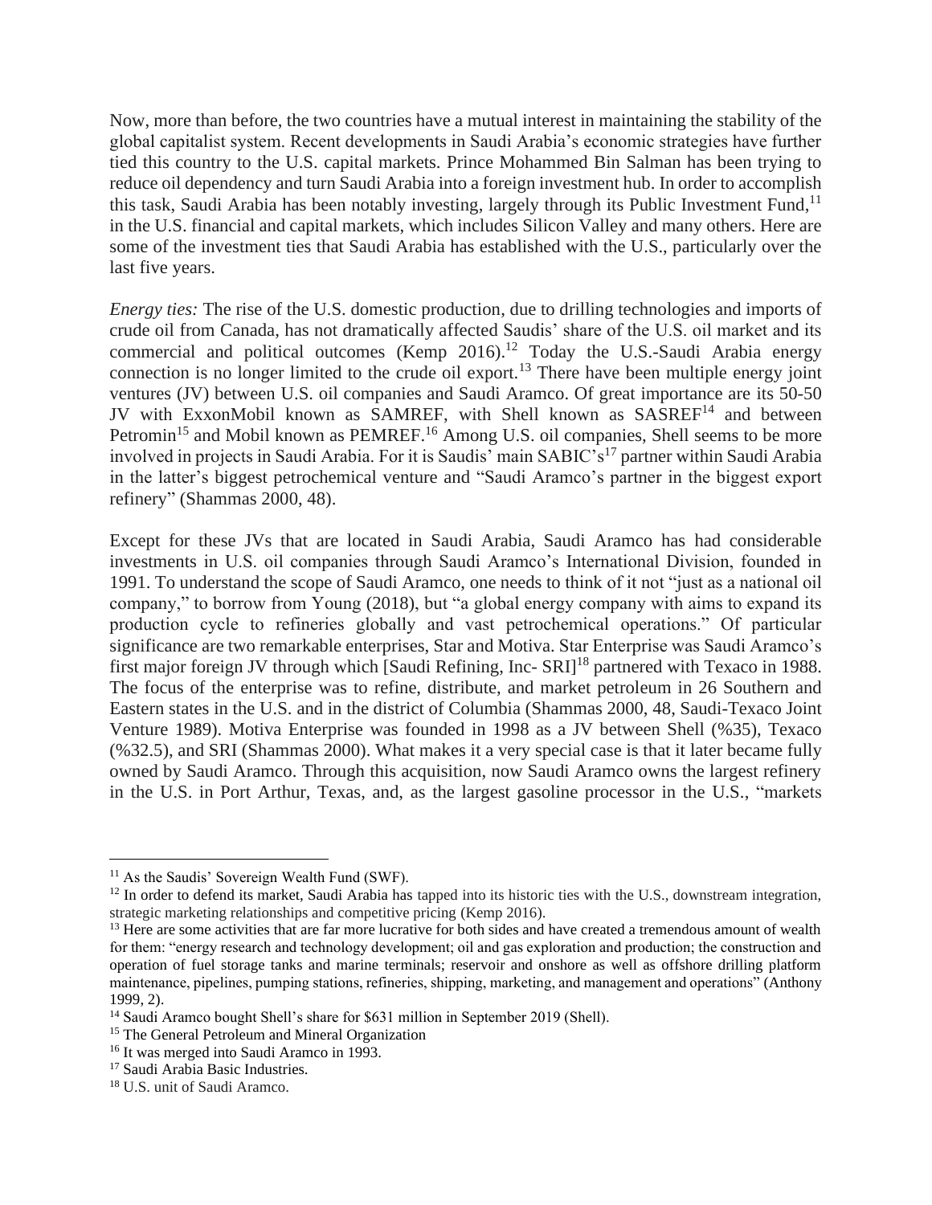Now, more than before, the two countries have a mutual interest in maintaining the stability of the global capitalist system. Recent developments in Saudi Arabia's economic strategies have further tied this country to the U.S. capital markets. Prince Mohammed Bin Salman has been trying to reduce oil dependency and turn Saudi Arabia into a foreign investment hub. In order to accomplish this task, Saudi Arabia has been notably investing, largely through its Public Investment Fund,[11] in the U.S. financial and capital markets, which includes Silicon Valley and many others. Here are some of the investment ties that Saudi Arabia has established with the U.S., particularly over the last five years.

*Energy ties:* The rise of the U.S. domestic production, due to drilling technologies and imports of crude oil from Canada, has not dramatically affected Saudis' share of the U.S. oil market and its commercial and political outcomes (Kemp 2016).[12] Today the U.S.-Saudi Arabia energy connection is no longer limited to the crude oil export.[13] There have been multiple energy joint ventures (JV) between U.S. oil companies and Saudi Aramco. Of great importance are its 50-50 JV with ExxonMobil known as SAMREF, with Shell known as SASREF[14] and between Petromin[15] and Mobil known as PEMREF.[16] Among U.S. oil companies, Shell seems to be more involved in projects in Saudi Arabia. For it is Saudis' main SABIC's[17] partner within Saudi Arabia in the latter's biggest petrochemical venture and "Saudi Aramco's partner in the biggest export refinery" (Shammas 2000, 48).

Except for these JVs that are located in Saudi Arabia, Saudi Aramco has had considerable investments in U.S. oil companies through Saudi Aramco's International Division, founded in 1991. To understand the scope of Saudi Aramco, one needs to think of it not "just as a national oil company," to borrow from Young (2018), but "a global energy company with aims to expand its production cycle to refineries globally and vast petrochemical operations." Of particular significance are two remarkable enterprises, Star and Motiva. Star Enterprise was Saudi Aramco's first major foreign JV through which [Saudi Refining, Inc- SRI][18] partnered with Texaco in 1988. The focus of the enterprise was to refine, distribute, and market petroleum in 26 Southern and Eastern states in the U.S. and in the district of Columbia (Shammas 2000, 48, Saudi-Texaco Joint Venture 1989). Motiva Enterprise was founded in 1998 as a JV between Shell (%35), Texaco (%32.5), and SRI (Shammas 2000). What makes it a very special case is that it later became fully owned by Saudi Aramco. Through this acquisition, now Saudi Aramco owns the largest refinery in the U.S. in Port Arthur, Texas, and, as the largest gasoline processor in the U.S., "markets

---

[11] As the Saudis' Sovereign Wealth Fund (SWF).

[12] In order to defend its market, Saudi Arabia has tapped into its historic ties with the U.S., downstream integration, strategic marketing relationships and competitive pricing (Kemp 2016).

[13] Here are some activities that are far more lucrative for both sides and have created a tremendous amount of wealth for them: "energy research and technology development; oil and gas exploration and production; the construction and operation of fuel storage tanks and marine terminals; reservoir and onshore as well as offshore drilling platform maintenance, pipelines, pumping stations, refineries, shipping, marketing, and management and operations" (Anthony 1999, 2).

[14] Saudi Aramco bought Shell's share for $631 million in September 2019 (Shell).

[15] The General Petroleum and Mineral Organization

[16] It was merged into Saudi Aramco in 1993.

[17] Saudi Arabia Basic Industries.

[18] U.S. unit of Saudi Aramco.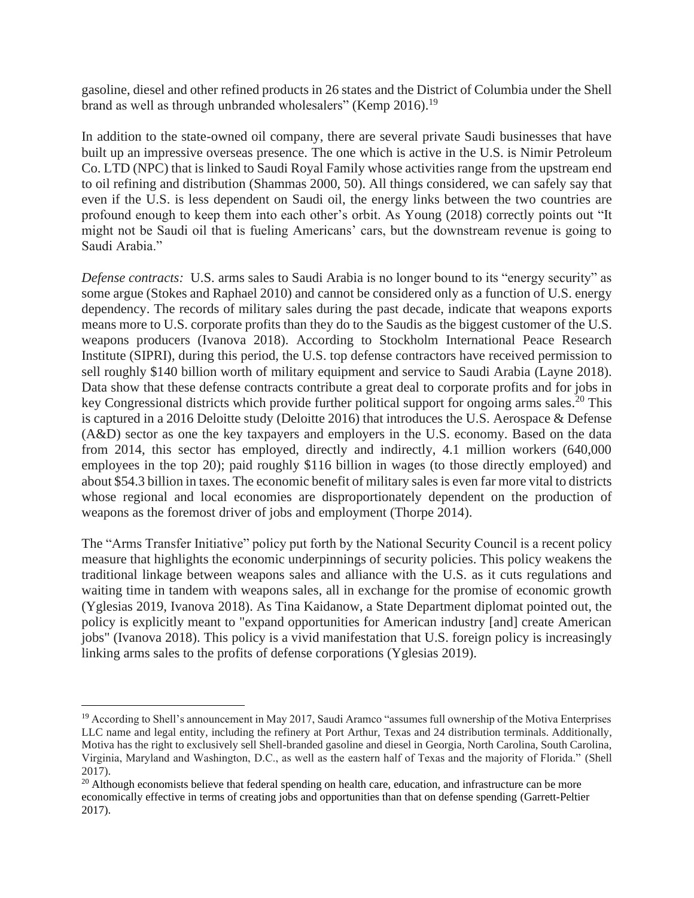gasoline, diesel and other refined products in 26 states and the District of Columbia under the Shell brand as well as through unbranded wholesalers" (Kemp 2016).[19]

In addition to the state-owned oil company, there are several private Saudi businesses that have built up an impressive overseas presence. The one which is active in the U.S. is Nimir Petroleum Co. LTD (NPC) that is linked to Saudi Royal Family whose activities range from the upstream end to oil refining and distribution (Shammas 2000, 50). All things considered, we can safely say that even if the U.S. is less dependent on Saudi oil, the energy links between the two countries are profound enough to keep them into each other's orbit. As Young (2018) correctly points out "It might not be Saudi oil that is fueling Americans' cars, but the downstream revenue is going to Saudi Arabia."

*Defense contracts:* U.S. arms sales to Saudi Arabia is no longer bound to its "energy security" as some argue (Stokes and Raphael 2010) and cannot be considered only as a function of U.S. energy dependency. The records of military sales during the past decade, indicate that weapons exports means more to U.S. corporate profits than they do to the Saudis as the biggest customer of the U.S. weapons producers (Ivanova 2018). According to Stockholm International Peace Research Institute (SIPRI), during this period, the U.S. top defense contractors have received permission to sell roughly $140 billion worth of military equipment and service to Saudi Arabia (Layne 2018). Data show that these defense contracts contribute a great deal to corporate profits and for jobs in key Congressional districts which provide further political support for ongoing arms sales.[20] This is captured in a 2016 Deloitte study (Deloitte 2016) that introduces the U.S. Aerospace & Defense (A&D) sector as one the key taxpayers and employers in the U.S. economy. Based on the data from 2014, this sector has employed, directly and indirectly, 4.1 million workers (640,000 employees in the top 20); paid roughly $116 billion in wages (to those directly employed) and about $54.3 billion in taxes. The economic benefit of military sales is even far more vital to districts whose regional and local economies are disproportionately dependent on the production of weapons as the foremost driver of jobs and employment (Thorpe 2014).

The "Arms Transfer Initiative" policy put forth by the National Security Council is a recent policy measure that highlights the economic underpinnings of security policies. This policy weakens the traditional linkage between weapons sales and alliance with the U.S. as it cuts regulations and waiting time in tandem with weapons sales, all in exchange for the promise of economic growth (Yglesias 2019, Ivanova 2018). As Tina Kaidanow, a State Department diplomat pointed out, the policy is explicitly meant to "expand opportunities for American industry [and] create American jobs" (Ivanova 2018). This policy is a vivid manifestation that U.S. foreign policy is increasingly linking arms sales to the profits of defense corporations (Yglesias 2019).

---

[19] According to Shell's announcement in May 2017, Saudi Aramco "assumes full ownership of the Motiva Enterprises LLC name and legal entity, including the refinery at Port Arthur, Texas and 24 distribution terminals. Additionally, Motiva has the right to exclusively sell Shell-branded gasoline and diesel in Georgia, North Carolina, South Carolina, Virginia, Maryland and Washington, D.C., as well as the eastern half of Texas and the majority of Florida." (Shell 2017).

[20] Although economists believe that federal spending on health care, education, and infrastructure can be more economically effective in terms of creating jobs and opportunities than that on defense spending (Garrett-Peltier 2017).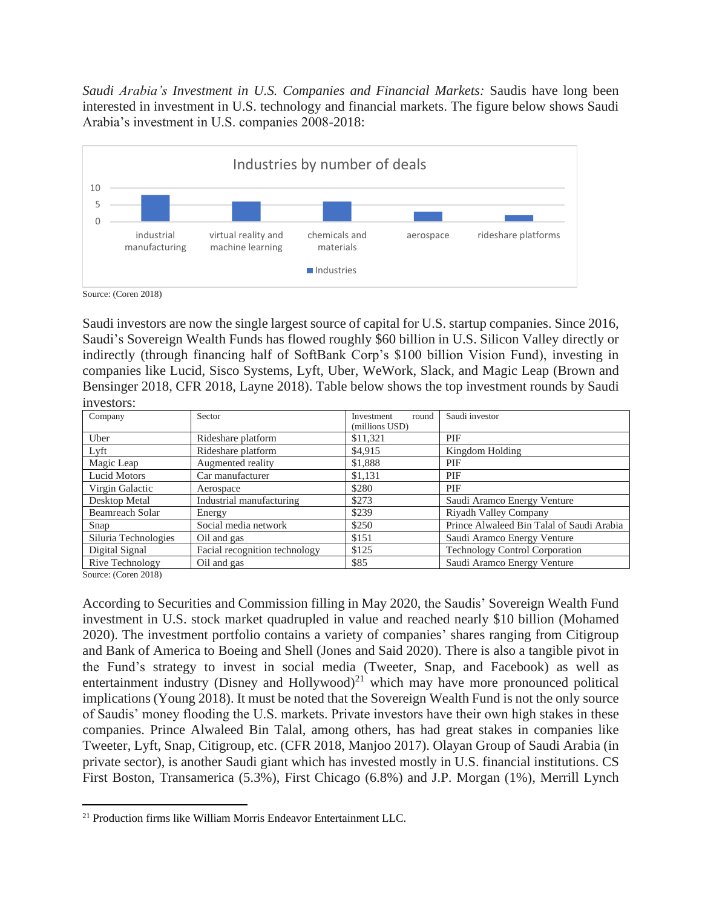*Saudi Arabia's Investment in U.S. Companies and Financial Markets:* Saudis have long been interested in investment in U.S. technology and financial markets. The figure below shows Saudi Arabia's investment in U.S. companies 2008-2018:

Industries by number of deals

industrial manufacturing | virtual reality and machine learning | chemicals and materials | aerospace | rideshare platforms

Industries

Source: (Coren 2018)

Saudi investors are now the single largest source of capital for U.S. startup companies. Since 2016, Saudi's Sovereign Wealth Funds has flowed roughly $60 billion in U.S. Silicon Valley directly or indirectly (through financing half of SoftBank Corp's $100 billion Vision Fund), investing in companies like Lucid, Sisco Systems, Lyft, Uber, WeWork, Slack, and Magic Leap (Brown and Bensinger 2018, CFR 2018, Layne 2018). Table below shows the top investment rounds by Saudi investors:

| Company | Sector | Investment round (millions USD) | Saudi investor |
|---|---|---|---|
| Uber | Rideshare platform | $11,321 | PIF |
| Lyft | Rideshare platform | $4,915 | Kingdom Holding |
| Magic Leap | Augmented reality | $1,888 | PIF |
| Lucid Motors | Car manufacturer | $1,131 | PIF |
| Virgin Galactic | Aerospace | $280 | PIF |
| Desktop Metal | Industrial manufacturing | $273 | Saudi Aramco Energy Venture |
| Beamreach Solar | Energy | $239 | Riyadh Valley Company |
| Snap | Social media network | $250 | Prince Alwaleed Bin Talal of Saudi Arabia |
| Siluria Technologies | Oil and gas | $151 | Saudi Aramco Energy Venture |
| Digital Signal | Facial recognition technology | $125 | Technology Control Corporation |
| Rive Technology | Oil and gas | $85 | Saudi Aramco Energy Venture |

Source: (Coren 2018)

According to Securities and Commission filling in May 2020, the Saudis' Sovereign Wealth Fund investment in U.S. stock market quadrupled in value and reached nearly $10 billion (Mohamed 2020). The investment portfolio contains a variety of companies' shares ranging from Citigroup and Bank of America to Boeing and Shell (Jones and Said 2020). There is also a tangible pivot in the Fund's strategy to invest in social media (Tweeter, Snap, and Facebook) as well as entertainment industry (Disney and Hollywood)[21] which may have more pronounced political implications (Young 2018). It must be noted that the Sovereign Wealth Fund is not the only source of Saudis' money flooding the U.S. markets. Private investors have their own high stakes in these companies. Prince Alwaleed Bin Talal, among others, has had great stakes in companies like Tweeter, Lyft, Snap, Citigroup, etc. (CFR 2018, Manjoo 2017). Olayan Group of Saudi Arabia (in private sector), is another Saudi giant which has invested mostly in U.S. financial institutions. CS First Boston, Transamerica (5.3%), First Chicago (6.8%) and J.P. Morgan (1%), Merrill Lynch

---

[21] Production firms like William Morris Endeavor Entertainment LLC.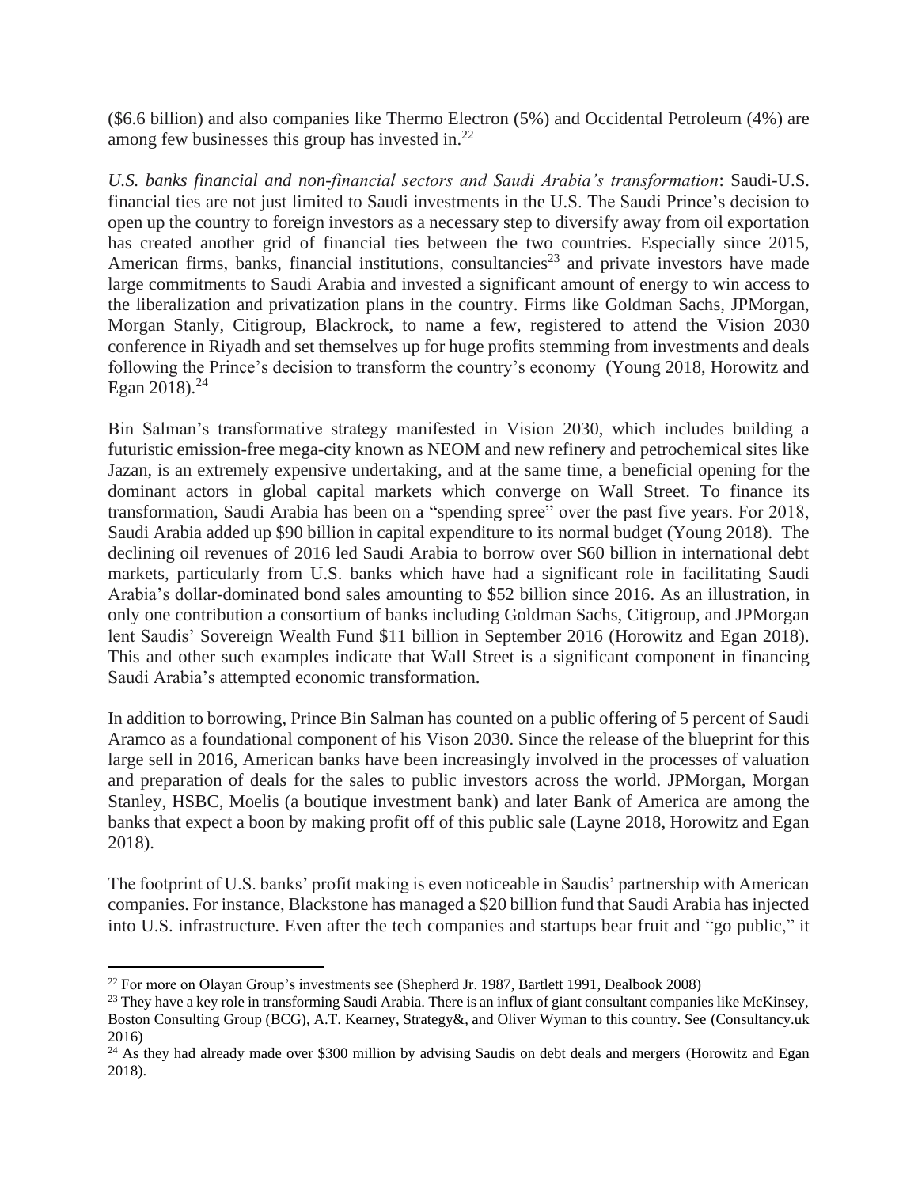($6.6 billion) and also companies like Thermo Electron (5%) and Occidental Petroleum (4%) are among few businesses this group has invested in.[22]

*U.S. banks financial and non-financial sectors and Saudi Arabia's transformation*: Saudi-U.S. financial ties are not just limited to Saudi investments in the U.S. The Saudi Prince's decision to open up the country to foreign investors as a necessary step to diversify away from oil exportation has created another grid of financial ties between the two countries. Especially since 2015, American firms, banks, financial institutions, consultancies[23] and private investors have made large commitments to Saudi Arabia and invested a significant amount of energy to win access to the liberalization and privatization plans in the country. Firms like Goldman Sachs, JPMorgan, Morgan Stanly, Citigroup, Blackrock, to name a few, registered to attend the Vision 2030 conference in Riyadh and set themselves up for huge profits stemming from investments and deals following the Prince's decision to transform the country's economy (Young 2018, Horowitz and Egan 2018).[24]

Bin Salman's transformative strategy manifested in Vision 2030, which includes building a futuristic emission-free mega-city known as NEOM and new refinery and petrochemical sites like Jazan, is an extremely expensive undertaking, and at the same time, a beneficial opening for the dominant actors in global capital markets which converge on Wall Street. To finance its transformation, Saudi Arabia has been on a "spending spree" over the past five years. For 2018, Saudi Arabia added up $90 billion in capital expenditure to its normal budget (Young 2018). The declining oil revenues of 2016 led Saudi Arabia to borrow over $60 billion in international debt markets, particularly from U.S. banks which have had a significant role in facilitating Saudi Arabia's dollar-dominated bond sales amounting to $52 billion since 2016. As an illustration, in only one contribution a consortium of banks including Goldman Sachs, Citigroup, and JPMorgan lent Saudis' Sovereign Wealth Fund $11 billion in September 2016 (Horowitz and Egan 2018). This and other such examples indicate that Wall Street is a significant component in financing Saudi Arabia's attempted economic transformation.

In addition to borrowing, Prince Bin Salman has counted on a public offering of 5 percent of Saudi Aramco as a foundational component of his Vison 2030. Since the release of the blueprint for this large sell in 2016, American banks have been increasingly involved in the processes of valuation and preparation of deals for the sales to public investors across the world. JPMorgan, Morgan Stanley, HSBC, Moelis (a boutique investment bank) and later Bank of America are among the banks that expect a boon by making profit off of this public sale (Layne 2018, Horowitz and Egan 2018).

The footprint of U.S. banks' profit making is even noticeable in Saudis' partnership with American companies. For instance, Blackstone has managed a $20 billion fund that Saudi Arabia has injected into U.S. infrastructure. Even after the tech companies and startups bear fruit and "go public," it

---

[22] For more on Olayan Group's investments see (Shepherd Jr. 1987, Bartlett 1991, Dealbook 2008)

[23] They have a key role in transforming Saudi Arabia. There is an influx of giant consultant companies like McKinsey, Boston Consulting Group (BCG), A.T. Kearney, Strategy&, and Oliver Wyman to this country. See (Consultancy.uk 2016)

[24] As they had already made over $300 million by advising Saudis on debt deals and mergers (Horowitz and Egan 2018).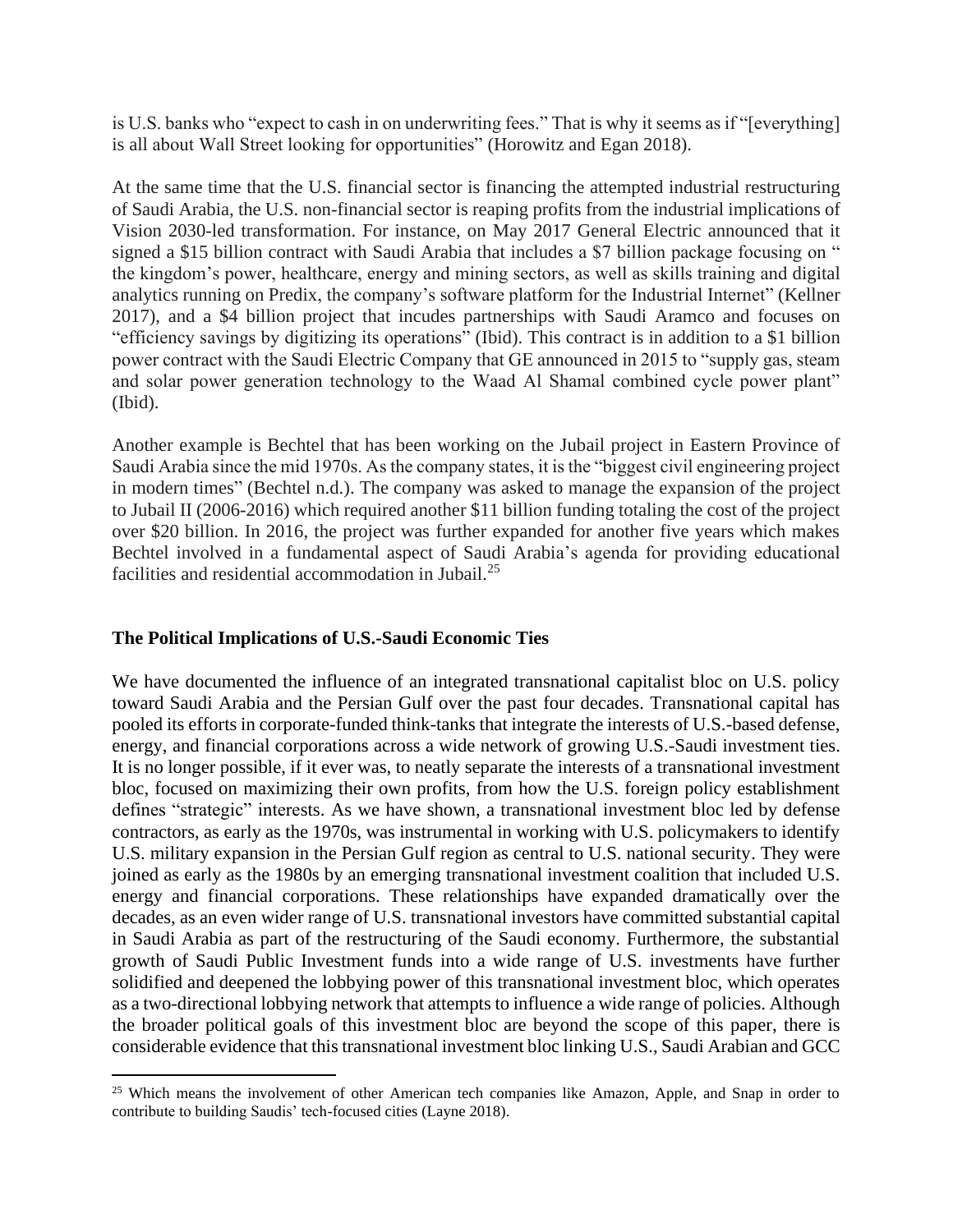is U.S. banks who "expect to cash in on underwriting fees." That is why it seems as if "[everything] is all about Wall Street looking for opportunities" (Horowitz and Egan 2018).

At the same time that the U.S. financial sector is financing the attempted industrial restructuring of Saudi Arabia, the U.S. non-financial sector is reaping profits from the industrial implications of Vision 2030-led transformation. For instance, on May 2017 General Electric announced that it signed a $15 billion contract with Saudi Arabia that includes a $7 billion package focusing on " the kingdom's power, healthcare, energy and mining sectors, as well as skills training and digital analytics running on Predix, the company's software platform for the Industrial Internet" (Kellner 2017), and a $4 billion project that incudes partnerships with Saudi Aramco and focuses on "efficiency savings by digitizing its operations" (Ibid). This contract is in addition to a $1 billion power contract with the Saudi Electric Company that GE announced in 2015 to "supply gas, steam and solar power generation technology to the Waad Al Shamal combined cycle power plant" (Ibid).

Another example is Bechtel that has been working on the Jubail project in Eastern Province of Saudi Arabia since the mid 1970s. As the company states, it is the "biggest civil engineering project in modern times" (Bechtel n.d.). The company was asked to manage the expansion of the project to Jubail II (2006-2016) which required another $11 billion funding totaling the cost of the project over $20 billion. In 2016, the project was further expanded for another five years which makes Bechtel involved in a fundamental aspect of Saudi Arabia's agenda for providing educational facilities and residential accommodation in Jubail.[25]

## The Political Implications of U.S.-Saudi Economic Ties

We have documented the influence of an integrated transnational capitalist bloc on U.S. policy toward Saudi Arabia and the Persian Gulf over the past four decades. Transnational capital has pooled its efforts in corporate-funded think-tanks that integrate the interests of U.S.-based defense, energy, and financial corporations across a wide network of growing U.S.-Saudi investment ties. It is no longer possible, if it ever was, to neatly separate the interests of a transnational investment bloc, focused on maximizing their own profits, from how the U.S. foreign policy establishment defines "strategic" interests. As we have shown, a transnational investment bloc led by defense contractors, as early as the 1970s, was instrumental in working with U.S. policymakers to identify U.S. military expansion in the Persian Gulf region as central to U.S. national security. They were joined as early as the 1980s by an emerging transnational investment coalition that included U.S. energy and financial corporations. These relationships have expanded dramatically over the decades, as an even wider range of U.S. transnational investors have committed substantial capital in Saudi Arabia as part of the restructuring of the Saudi economy. Furthermore, the substantial growth of Saudi Public Investment funds into a wide range of U.S. investments have further solidified and deepened the lobbying power of this transnational investment bloc, which operates as a two-directional lobbying network that attempts to influence a wide range of policies. Although the broader political goals of this investment bloc are beyond the scope of this paper, there is considerable evidence that this transnational investment bloc linking U.S., Saudi Arabian and GCC

[25] Which means the involvement of other American tech companies like Amazon, Apple, and Snap in order to contribute to building Saudis' tech-focused cities (Layne 2018).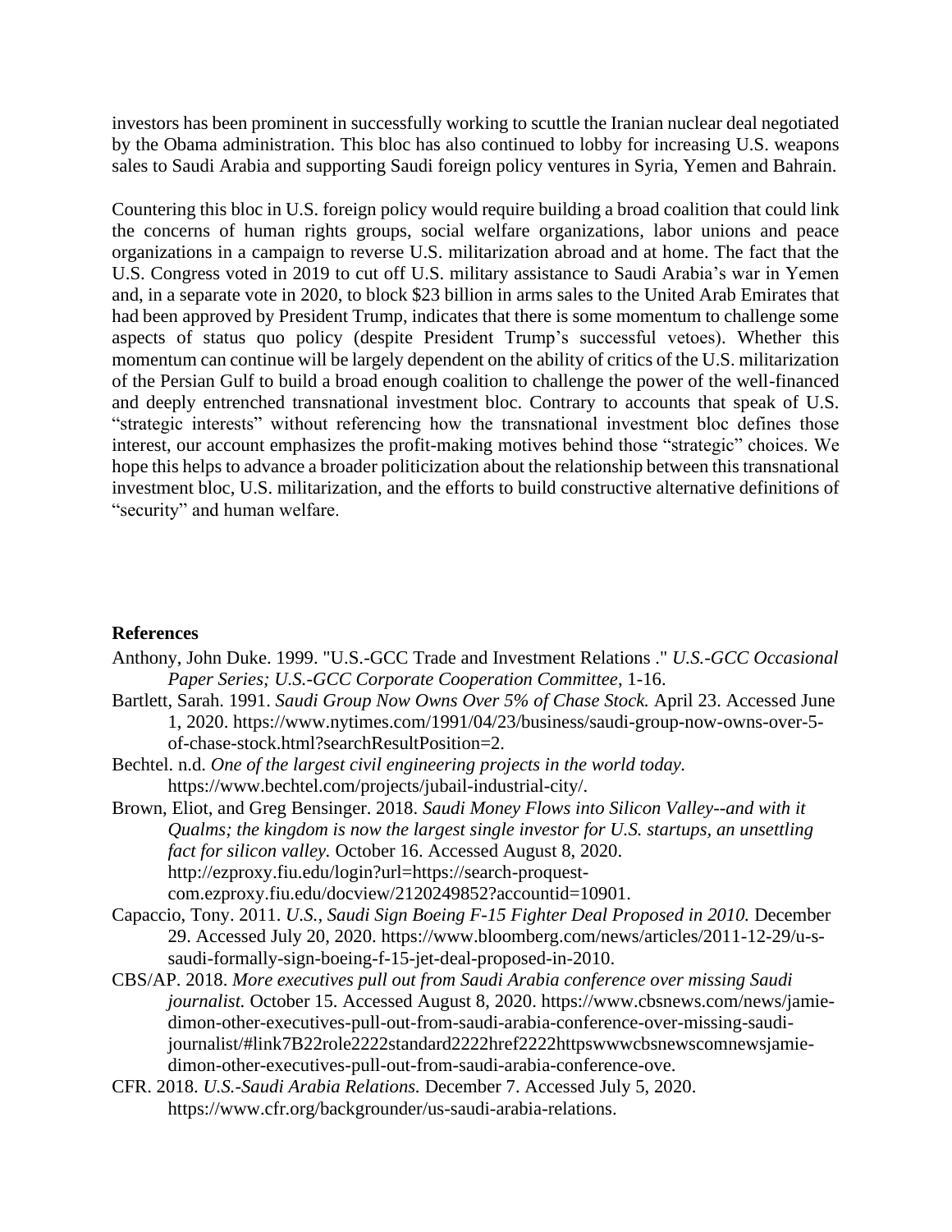investors has been prominent in successfully working to scuttle the Iranian nuclear deal negotiated by the Obama administration. This bloc has also continued to lobby for increasing U.S. weapons sales to Saudi Arabia and supporting Saudi foreign policy ventures in Syria, Yemen and Bahrain.

Countering this bloc in U.S. foreign policy would require building a broad coalition that could link the concerns of human rights groups, social welfare organizations, labor unions and peace organizations in a campaign to reverse U.S. militarization abroad and at home. The fact that the U.S. Congress voted in 2019 to cut off U.S. military assistance to Saudi Arabia's war in Yemen and, in a separate vote in 2020, to block $23 billion in arms sales to the United Arab Emirates that had been approved by President Trump, indicates that there is some momentum to challenge some aspects of status quo policy (despite President Trump's successful vetoes). Whether this momentum can continue will be largely dependent on the ability of critics of the U.S. militarization of the Persian Gulf to build a broad enough coalition to challenge the power of the well-financed and deeply entrenched transnational investment bloc. Contrary to accounts that speak of U.S. "strategic interests" without referencing how the transnational investment bloc defines those interest, our account emphasizes the profit-making motives behind those "strategic" choices. We hope this helps to advance a broader politicization about the relationship between this transnational investment bloc, U.S. militarization, and the efforts to build constructive alternative definitions of "security" and human welfare.

**References**

Anthony, John Duke. 1999. "U.S.-GCC Trade and Investment Relations ." *U.S.-GCC Occasional Paper Series; U.S.-GCC Corporate Cooperation Committee*, 1-16.

Bartlett, Sarah. 1991. *Saudi Group Now Owns Over 5% of Chase Stock.* April 23. Accessed June 1, 2020. https://www.nytimes.com/1991/04/23/business/saudi-group-now-owns-over-5-of-chase-stock.html?searchResultPosition=2.

Bechtel. n.d. *One of the largest civil engineering projects in the world today.* https://www.bechtel.com/projects/jubail-industrial-city/.

Brown, Eliot, and Greg Bensinger. 2018. *Saudi Money Flows into Silicon Valley--and with it Qualms; the kingdom is now the largest single investor for U.S. startups, an unsettling fact for silicon valley.* October 16. Accessed August 8, 2020. http://ezproxy.fiu.edu/login?url=https://search-proquest-com.ezproxy.fiu.edu/docview/2120249852?accountid=10901.

Capaccio, Tony. 2011. *U.S., Saudi Sign Boeing F-15 Fighter Deal Proposed in 2010.* December 29. Accessed July 20, 2020. https://www.bloomberg.com/news/articles/2011-12-29/u-s-saudi-formally-sign-boeing-f-15-jet-deal-proposed-in-2010.

CBS/AP. 2018. *More executives pull out from Saudi Arabia conference over missing Saudi journalist.* October 15. Accessed August 8, 2020. https://www.cbsnews.com/news/jamie-dimon-other-executives-pull-out-from-saudi-arabia-conference-over-missing-saudi-journalist/#link7B22role2222standard2222href2222httpswwwcbsnewscomnewsjamie-dimon-other-executives-pull-out-from-saudi-arabia-conference-ove.

CFR. 2018. *U.S.-Saudi Arabia Relations.* December 7. Accessed July 5, 2020. https://www.cfr.org/backgrounder/us-saudi-arabia-relations.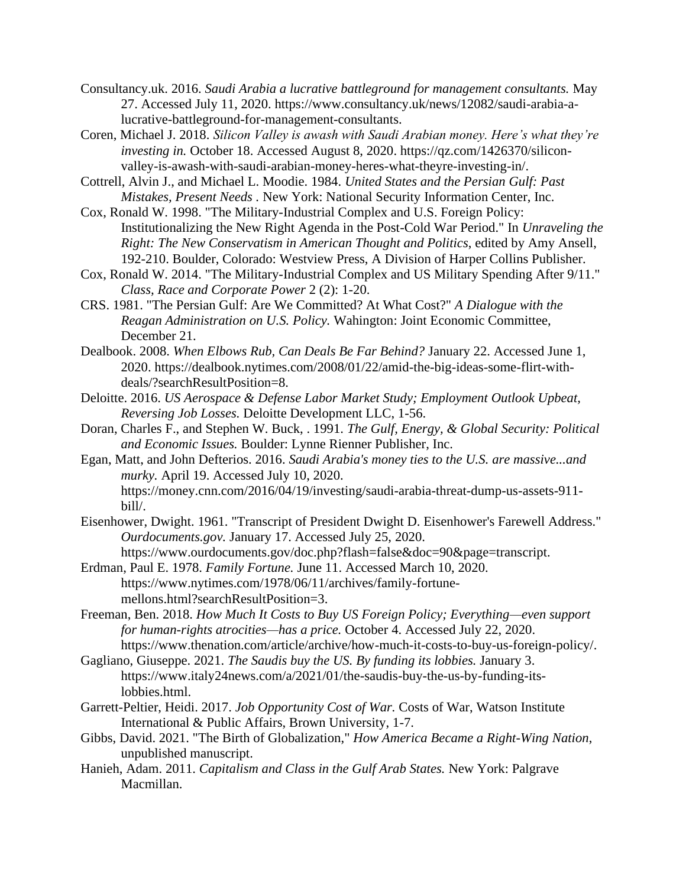Consultancy.uk. 2016. *Saudi Arabia a lucrative battleground for management consultants.* May 27. Accessed July 11, 2020. https://www.consultancy.uk/news/12082/saudi-arabia-a-lucrative-battleground-for-management-consultants.

Coren, Michael J. 2018. *Silicon Valley is awash with Saudi Arabian money. Here's what they're investing in.* October 18. Accessed August 8, 2020. https://qz.com/1426370/silicon-valley-is-awash-with-saudi-arabian-money-heres-what-theyre-investing-in/.

Cottrell, Alvin J., and Michael L. Moodie. 1984. *United States and the Persian Gulf: Past Mistakes, Present Needs* . New York: National Security Information Center, Inc.

Cox, Ronald W. 1998. "The Military-Industrial Complex and U.S. Foreign Policy: Institutionalizing the New Right Agenda in the Post-Cold War Period." In *Unraveling the Right: The New Conservatism in American Thought and Politics*, edited by Amy Ansell, 192-210. Boulder, Colorado: Westview Press, A Division of Harper Collins Publisher.

Cox, Ronald W. 2014. "The Military-Industrial Complex and US Military Spending After 9/11." *Class, Race and Corporate Power* 2 (2): 1-20.

CRS. 1981. "The Persian Gulf: Are We Committed? At What Cost?" *A Dialogue with the Reagan Administration on U.S. Policy.* Wahington: Joint Economic Committee, December 21.

Dealbook. 2008. *When Elbows Rub, Can Deals Be Far Behind?* January 22. Accessed June 1, 2020. https://dealbook.nytimes.com/2008/01/22/amid-the-big-ideas-some-flirt-with-deals/?searchResultPosition=8.

Deloitte. 2016. *US Aerospace & Defense Labor Market Study; Employment Outlook Upbeat, Reversing Job Losses.* Deloitte Development LLC, 1-56.

Doran, Charles F., and Stephen W. Buck, . 1991. *The Gulf, Energy, & Global Security: Political and Economic Issues.* Boulder: Lynne Rienner Publisher, Inc.

Egan, Matt, and John Defterios. 2016. *Saudi Arabia's money ties to the U.S. are massive...and murky.* April 19. Accessed July 10, 2020. https://money.cnn.com/2016/04/19/investing/saudi-arabia-threat-dump-us-assets-911-bill/.

Eisenhower, Dwight. 1961. "Transcript of President Dwight D. Eisenhower's Farewell Address." *Ourdocuments.gov.* January 17. Accessed July 25, 2020. https://www.ourdocuments.gov/doc.php?flash=false&doc=90&page=transcript.

Erdman, Paul E. 1978. *Family Fortune.* June 11. Accessed March 10, 2020. https://www.nytimes.com/1978/06/11/archives/family-fortune-mellons.html?searchResultPosition=3.

Freeman, Ben. 2018. *How Much It Costs to Buy US Foreign Policy; Everything—even support for human-rights atrocities—has a price.* October 4. Accessed July 22, 2020. https://www.thenation.com/article/archive/how-much-it-costs-to-buy-us-foreign-policy/.

Gagliano, Giuseppe. 2021. *The Saudis buy the US. By funding its lobbies.* January 3. https://www.italy24news.com/a/2021/01/the-saudis-buy-the-us-by-funding-its-lobbies.html.

Garrett-Peltier, Heidi. 2017. *Job Opportunity Cost of War.* Costs of War, Watson Institute International & Public Affairs, Brown University, 1-7.

Gibbs, David. 2021. "The Birth of Globalization," *How America Became a Right-Wing Nation*, unpublished manuscript.

Hanieh, Adam. 2011. *Capitalism and Class in the Gulf Arab States.* New York: Palgrave Macmillan.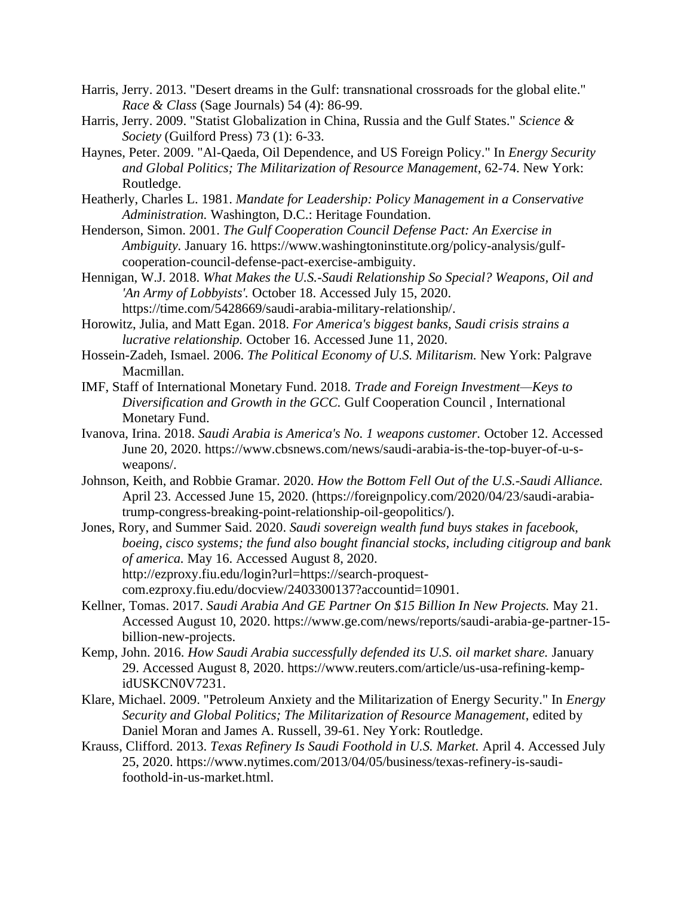Harris, Jerry. 2013. "Desert dreams in the Gulf: transnational crossroads for the global elite." *Race & Class* (Sage Journals) 54 (4): 86-99.

Harris, Jerry. 2009. "Statist Globalization in China, Russia and the Gulf States." *Science & Society* (Guilford Press) 73 (1): 6-33.

Haynes, Peter. 2009. "Al-Qaeda, Oil Dependence, and US Foreign Policy." In *Energy Security and Global Politics; The Militarization of Resource Management*, 62-74. New York: Routledge.

Heatherly, Charles L. 1981. *Mandate for Leadership: Policy Management in a Conservative Administration.* Washington, D.C.: Heritage Foundation.

Henderson, Simon. 2001. *The Gulf Cooperation Council Defense Pact: An Exercise in Ambiguity.* January 16. https://www.washingtoninstitute.org/policy-analysis/gulf-cooperation-council-defense-pact-exercise-ambiguity.

Hennigan, W.J. 2018. *What Makes the U.S.-Saudi Relationship So Special? Weapons, Oil and 'An Army of Lobbyists'.* October 18. Accessed July 15, 2020. https://time.com/5428669/saudi-arabia-military-relationship/.

Horowitz, Julia, and Matt Egan. 2018. *For America's biggest banks, Saudi crisis strains a lucrative relationship.* October 16. Accessed June 11, 2020.

Hossein-Zadeh, Ismael. 2006. *The Political Economy of U.S. Militarism.* New York: Palgrave Macmillan.

IMF, Staff of International Monetary Fund. 2018. *Trade and Foreign Investment—Keys to Diversification and Growth in the GCC.* Gulf Cooperation Council , International Monetary Fund.

Ivanova, Irina. 2018. *Saudi Arabia is America's No. 1 weapons customer.* October 12. Accessed June 20, 2020. https://www.cbsnews.com/news/saudi-arabia-is-the-top-buyer-of-u-s-weapons/.

Johnson, Keith, and Robbie Gramar. 2020. *How the Bottom Fell Out of the U.S.-Saudi Alliance.* April 23. Accessed June 15, 2020. (https://foreignpolicy.com/2020/04/23/saudi-arabia-trump-congress-breaking-point-relationship-oil-geopolitics/).

Jones, Rory, and Summer Said. 2020. *Saudi sovereign wealth fund buys stakes in facebook, boeing, cisco systems; the fund also bought financial stocks, including citigroup and bank of america.* May 16. Accessed August 8, 2020. http://ezproxy.fiu.edu/login?url=https://search-proquest-com.ezproxy.fiu.edu/docview/2403300137?accountid=10901.

Kellner, Tomas. 2017. *Saudi Arabia And GE Partner On $15 Billion In New Projects.* May 21. Accessed August 10, 2020. https://www.ge.com/news/reports/saudi-arabia-ge-partner-15-billion-new-projects.

Kemp, John. 2016. *How Saudi Arabia successfully defended its U.S. oil market share.* January 29. Accessed August 8, 2020. https://www.reuters.com/article/us-usa-refining-kemp-idUSKCN0V7231.

Klare, Michael. 2009. "Petroleum Anxiety and the Militarization of Energy Security." In *Energy Security and Global Politics; The Militarization of Resource Management*, edited by Daniel Moran and James A. Russell, 39-61. Ney York: Routledge.

Krauss, Clifford. 2013. *Texas Refinery Is Saudi Foothold in U.S. Market.* April 4. Accessed July 25, 2020. https://www.nytimes.com/2013/04/05/business/texas-refinery-is-saudi-foothold-in-us-market.html.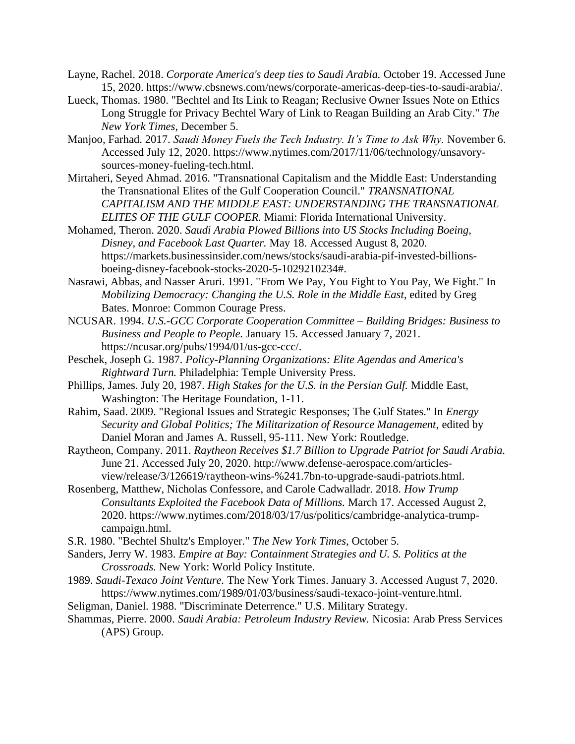Layne, Rachel. 2018. *Corporate America's deep ties to Saudi Arabia.* October 19. Accessed June 15, 2020. https://www.cbsnews.com/news/corporate-americas-deep-ties-to-saudi-arabia/.

Lueck, Thomas. 1980. "Bechtel and Its Link to Reagan; Reclusive Owner Issues Note on Ethics Long Struggle for Privacy Bechtel Wary of Link to Reagan Building an Arab City." *The New York Times*, December 5.

Manjoo, Farhad. 2017. *Saudi Money Fuels the Tech Industry. It's Time to Ask Why.* November 6. Accessed July 12, 2020. https://www.nytimes.com/2017/11/06/technology/unsavory-sources-money-fueling-tech.html.

Mirtaheri, Seyed Ahmad. 2016. "Transnational Capitalism and the Middle East: Understanding the Transnational Elites of the Gulf Cooperation Council." *TRANSNATIONAL CAPITALISM AND THE MIDDLE EAST: UNDERSTANDING THE TRANSNATIONAL ELITES OF THE GULF COOPER.* Miami: Florida International University.

Mohamed, Theron. 2020. *Saudi Arabia Plowed Billions into US Stocks Including Boeing, Disney, and Facebook Last Quarter.* May 18. Accessed August 8, 2020. https://markets.businessinsider.com/news/stocks/saudi-arabia-pif-invested-billions-boeing-disney-facebook-stocks-2020-5-1029210234#.

Nasrawi, Abbas, and Nasser Aruri. 1991. "From We Pay, You Fight to You Pay, We Fight." In *Mobilizing Democracy: Changing the U.S. Role in the Middle East*, edited by Greg Bates. Monroe: Common Courage Press.

NCUSAR. 1994. *U.S.-GCC Corporate Cooperation Committee – Building Bridges: Business to Business and People to People.* January 15. Accessed January 7, 2021. https://ncusar.org/pubs/1994/01/us-gcc-ccc/.

Peschek, Joseph G. 1987. *Policy-Planning Organizations: Elite Agendas and America's Rightward Turn.* Philadelphia: Temple University Press.

Phillips, James. July 20, 1987. *High Stakes for the U.S. in the Persian Gulf.* Middle East, Washington: The Heritage Foundation, 1-11.

Rahim, Saad. 2009. "Regional Issues and Strategic Responses; The Gulf States." In *Energy Security and Global Politics; The Militarization of Resource Management*, edited by Daniel Moran and James A. Russell, 95-111. New York: Routledge.

Raytheon, Company. 2011. *Raytheon Receives $1.7 Billion to Upgrade Patriot for Saudi Arabia.* June 21. Accessed July 20, 2020. http://www.defense-aerospace.com/articles-view/release/3/126619/raytheon-wins-%241.7bn-to-upgrade-saudi-patriots.html.

Rosenberg, Matthew, Nicholas Confessore, and Carole Cadwalladr. 2018. *How Trump Consultants Exploited the Facebook Data of Millions.* March 17. Accessed August 2, 2020. https://www.nytimes.com/2018/03/17/us/politics/cambridge-analytica-trump-campaign.html.

S.R. 1980. "Bechtel Shultz's Employer." *The New York Times*, October 5.

Sanders, Jerry W. 1983. *Empire at Bay: Containment Strategies and U. S. Politics at the Crossroads.* New York: World Policy Institute.

1989. *Saudi-Texaco Joint Venture.* The New York Times. January 3. Accessed August 7, 2020. https://www.nytimes.com/1989/01/03/business/saudi-texaco-joint-venture.html.

Seligman, Daniel. 1988. "Discriminate Deterrence." U.S. Military Strategy.

Shammas, Pierre. 2000. *Saudi Arabia: Petroleum Industry Review.* Nicosia: Arab Press Services (APS) Group.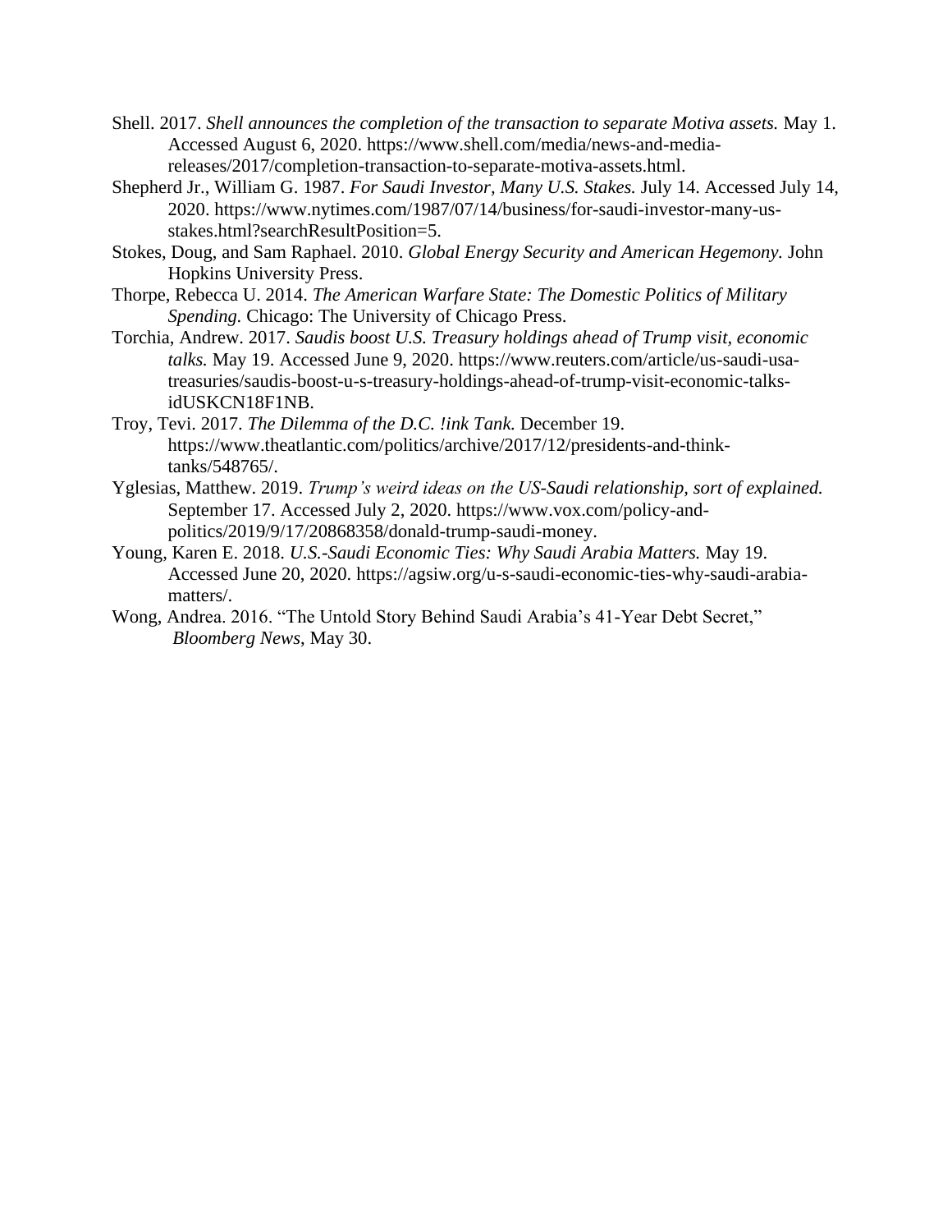Shell. 2017. *Shell announces the completion of the transaction to separate Motiva assets.* May 1. Accessed August 6, 2020. https://www.shell.com/media/news-and-media-releases/2017/completion-transaction-to-separate-motiva-assets.html.

Shepherd Jr., William G. 1987. *For Saudi Investor, Many U.S. Stakes.* July 14. Accessed July 14, 2020. https://www.nytimes.com/1987/07/14/business/for-saudi-investor-many-us-stakes.html?searchResultPosition=5.

Stokes, Doug, and Sam Raphael. 2010. *Global Energy Security and American Hegemony.* John Hopkins University Press.

Thorpe, Rebecca U. 2014. *The American Warfare State: The Domestic Politics of Military Spending.* Chicago: The University of Chicago Press.

Torchia, Andrew. 2017. *Saudis boost U.S. Treasury holdings ahead of Trump visit, economic talks.* May 19. Accessed June 9, 2020. https://www.reuters.com/article/us-saudi-usa-treasuries/saudis-boost-u-s-treasury-holdings-ahead-of-trump-visit-economic-talks-idUSKCN18F1NB.

Troy, Tevi. 2017. *The Dilemma of the D.C. !ink Tank.* December 19. https://www.theatlantic.com/politics/archive/2017/12/presidents-and-think-tanks/548765/.

Yglesias, Matthew. 2019. *Trump's weird ideas on the US-Saudi relationship, sort of explained.* September 17. Accessed July 2, 2020. https://www.vox.com/policy-and-politics/2019/9/17/20868358/donald-trump-saudi-money.

Young, Karen E. 2018. *U.S.-Saudi Economic Ties: Why Saudi Arabia Matters.* May 19. Accessed June 20, 2020. https://agsiw.org/u-s-saudi-economic-ties-why-saudi-arabia-matters/.

Wong, Andrea. 2016. "The Untold Story Behind Saudi Arabia's 41-Year Debt Secret," *Bloomberg News*, May 30.